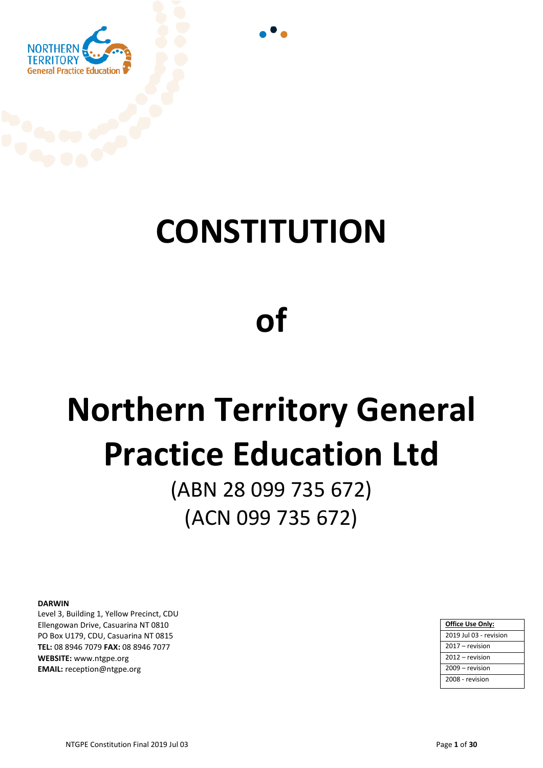NORTHERN TERRITORY
General Practice Education

# CONSTITUTION

# of

# Northern Territory General Practice Education Ltd

(ABN 28 099 735 672)
(ACN 099 735 672)

**DARWIN**
Level 3, Building 1, Yellow Precinct, CDU
Ellengowan Drive, Casuarina NT 0810
PO Box U179, CDU, Casuarina NT 0815
**TEL:** 08 8946 7079 **FAX:** 08 8946 7077
**WEBSITE:** www.ntgpe.org
**EMAIL:** reception@ntgpe.org

| **Office Use Only:** |
| --- |
| 2019 Jul 03 - revision |
| 2017 – revision |
| 2012 – revision |
| 2009 – revision |
| 2008 - revision |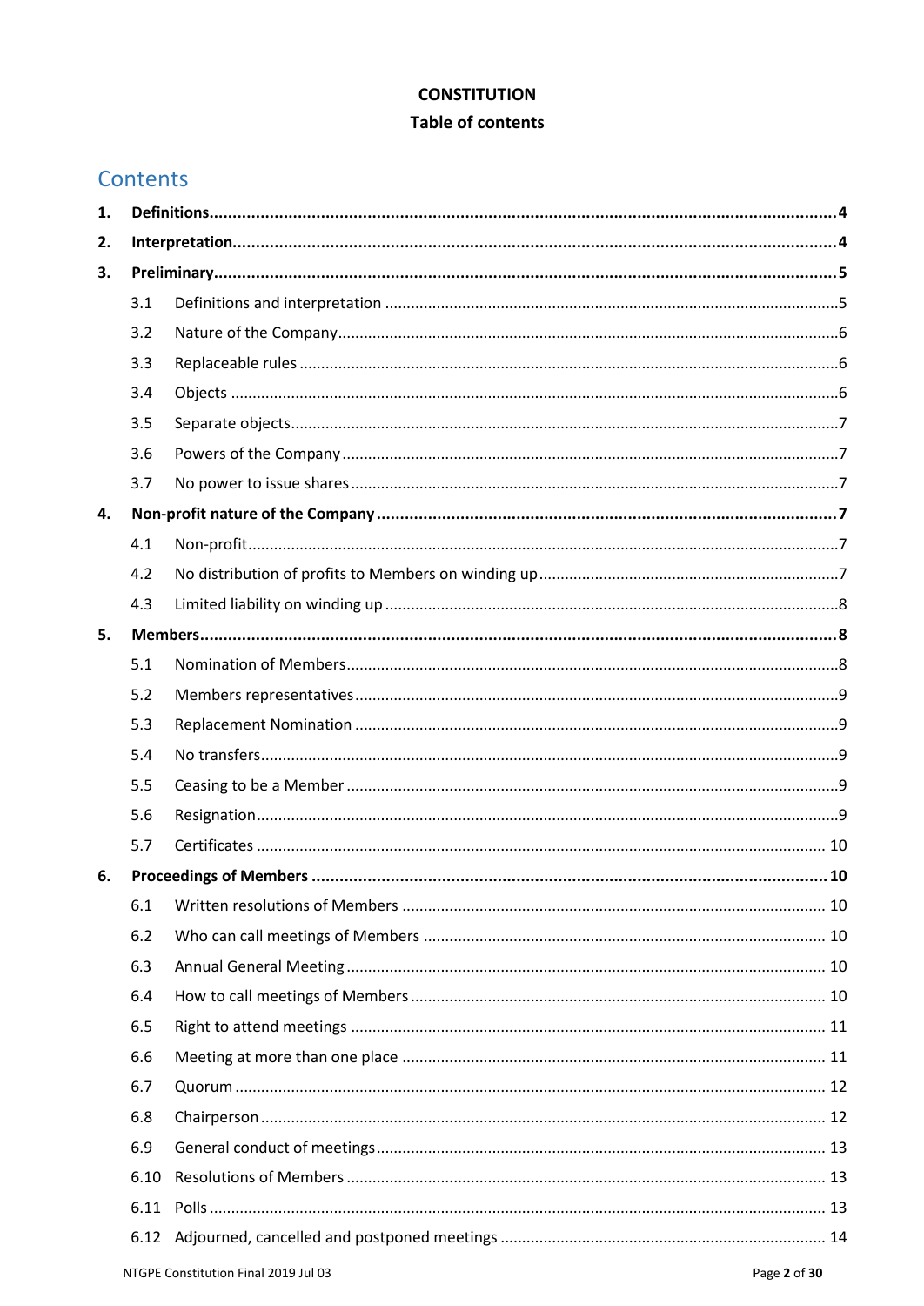**CONSTITUTION**

**Table of contents**

## Contents

**1. Definitions** ........ 4

**2. Interpretation** ........ 4

**3. Preliminary** ........ 5

- 3.1 Definitions and interpretation ........ 5
- 3.2 Nature of the Company ........ 6
- 3.3 Replaceable rules ........ 6
- 3.4 Objects ........ 6
- 3.5 Separate objects ........ 7
- 3.6 Powers of the Company ........ 7
- 3.7 No power to issue shares ........ 7

**4. Non-profit nature of the Company** ........ 7

- 4.1 Non-profit ........ 7
- 4.2 No distribution of profits to Members on winding up ........ 7
- 4.3 Limited liability on winding up ........ 8

**5. Members** ........ 8

- 5.1 Nomination of Members ........ 8
- 5.2 Members representatives ........ 9
- 5.3 Replacement Nomination ........ 9
- 5.4 No transfers ........ 9
- 5.5 Ceasing to be a Member ........ 9
- 5.6 Resignation ........ 9
- 5.7 Certificates ........ 10

**6. Proceedings of Members** ........ 10

- 6.1 Written resolutions of Members ........ 10
- 6.2 Who can call meetings of Members ........ 10
- 6.3 Annual General Meeting ........ 10
- 6.4 How to call meetings of Members ........ 10
- 6.5 Right to attend meetings ........ 11
- 6.6 Meeting at more than one place ........ 11
- 6.7 Quorum ........ 12
- 6.8 Chairperson ........ 12
- 6.9 General conduct of meetings ........ 13
- 6.10 Resolutions of Members ........ 13
- 6.11 Polls ........ 13
- 6.12 Adjourned, cancelled and postponed meetings ........ 14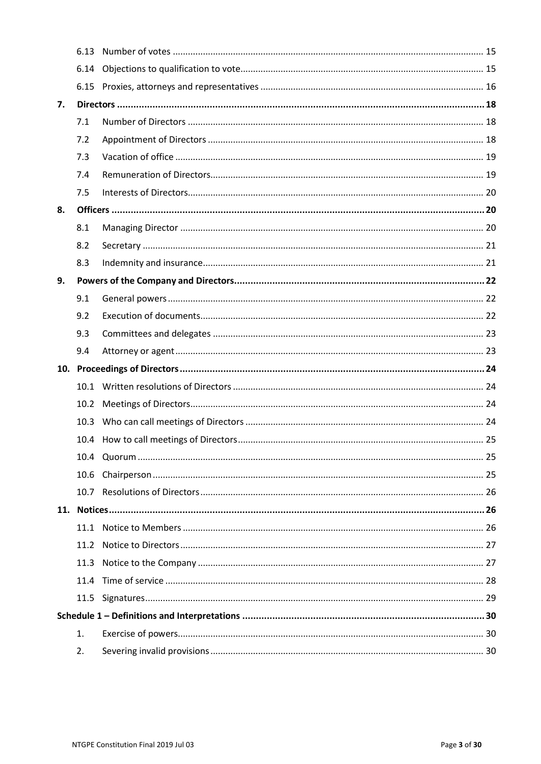| | | | |
|---|---|---|---|
| | 6.13 | Number of votes | 15 |
| | 6.14 | Objections to qualification to vote | 15 |
| | 6.15 | Proxies, attorneys and representatives | 16 |
| **7.** | **Directors** | | **18** |
| | 7.1 | Number of Directors | 18 |
| | 7.2 | Appointment of Directors | 18 |
| | 7.3 | Vacation of office | 19 |
| | 7.4 | Remuneration of Directors | 19 |
| | 7.5 | Interests of Directors | 20 |
| **8.** | **Officers** | | **20** |
| | 8.1 | Managing Director | 20 |
| | 8.2 | Secretary | 21 |
| | 8.3 | Indemnity and insurance | 21 |
| **9.** | **Powers of the Company and Directors** | | **22** |
| | 9.1 | General powers | 22 |
| | 9.2 | Execution of documents | 22 |
| | 9.3 | Committees and delegates | 23 |
| | 9.4 | Attorney or agent | 23 |
| **10.** | **Proceedings of Directors** | | **24** |
| | 10.1 | Written resolutions of Directors | 24 |
| | 10.2 | Meetings of Directors | 24 |
| | 10.3 | Who can call meetings of Directors | 24 |
| | 10.4 | How to call meetings of Directors | 25 |
| | 10.4 | Quorum | 25 |
| | 10.6 | Chairperson | 25 |
| | 10.7 | Resolutions of Directors | 26 |
| **11.** | **Notices** | | **26** |
| | 11.1 | Notice to Members | 26 |
| | 11.2 | Notice to Directors | 27 |
| | 11.3 | Notice to the Company | 27 |
| | 11.4 | Time of service | 28 |
| | 11.5 | Signatures | 29 |
| **Schedule 1 – Definitions and Interpretations** | | | **30** |
| | 1. | Exercise of powers | 30 |
| | 2. | Severing invalid provisions | 30 |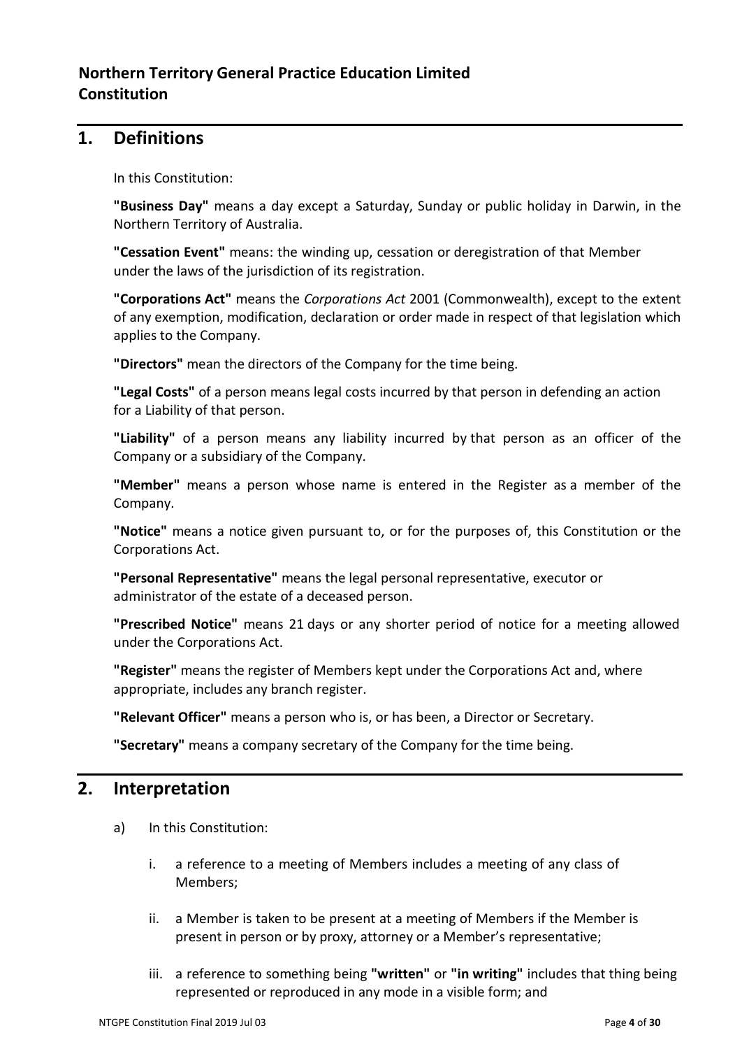**Northern Territory General Practice Education Limited**
**Constitution**

## 1. Definitions

In this Constitution:

**"Business Day"** means a day except a Saturday, Sunday or public holiday in Darwin, in the Northern Territory of Australia.

**"Cessation Event"** means: the winding up, cessation or deregistration of that Member under the laws of the jurisdiction of its registration.

**"Corporations Act"** means the *Corporations Act* 2001 (Commonwealth), except to the extent of any exemption, modification, declaration or order made in respect of that legislation which applies to the Company.

**"Directors"** mean the directors of the Company for the time being.

**"Legal Costs"** of a person means legal costs incurred by that person in defending an action for a Liability of that person.

**"Liability"** of a person means any liability incurred by that person as an officer of the Company or a subsidiary of the Company.

**"Member"** means a person whose name is entered in the Register as a member of the Company.

**"Notice"** means a notice given pursuant to, or for the purposes of, this Constitution or the Corporations Act.

**"Personal Representative"** means the legal personal representative, executor or administrator of the estate of a deceased person.

**"Prescribed Notice"** means 21 days or any shorter period of notice for a meeting allowed under the Corporations Act.

**"Register"** means the register of Members kept under the Corporations Act and, where appropriate, includes any branch register.

**"Relevant Officer"** means a person who is, or has been, a Director or Secretary.

**"Secretary"** means a company secretary of the Company for the time being.

## 2. Interpretation

a) In this Constitution:

   i. a reference to a meeting of Members includes a meeting of any class of Members;

   ii. a Member is taken to be present at a meeting of Members if the Member is present in person or by proxy, attorney or a Member's representative;

   iii. a reference to something being **"written"** or **"in writing"** includes that thing being represented or reproduced in any mode in a visible form; and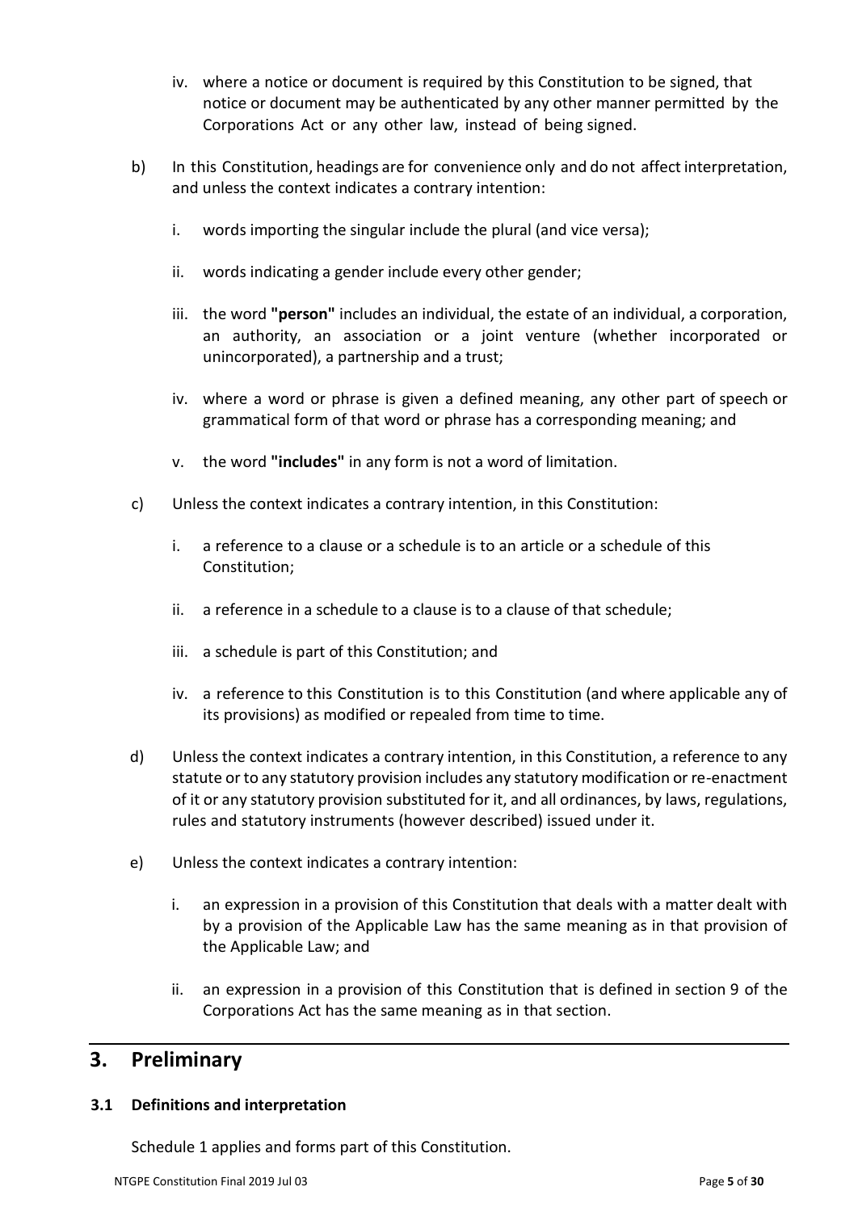iv. where a notice or document is required by this Constitution to be signed, that notice or document may be authenticated by any other manner permitted by the Corporations Act or any other law, instead of being signed.

b) In this Constitution, headings are for convenience only and do not affect interpretation, and unless the context indicates a contrary intention:

  i. words importing the singular include the plural (and vice versa);

  ii. words indicating a gender include every other gender;

  iii. the word **"person"** includes an individual, the estate of an individual, a corporation, an authority, an association or a joint venture (whether incorporated or unincorporated), a partnership and a trust;

  iv. where a word or phrase is given a defined meaning, any other part of speech or grammatical form of that word or phrase has a corresponding meaning; and

  v. the word **"includes"** in any form is not a word of limitation.

c) Unless the context indicates a contrary intention, in this Constitution:

  i. a reference to a clause or a schedule is to an article or a schedule of this Constitution;

  ii. a reference in a schedule to a clause is to a clause of that schedule;

  iii. a schedule is part of this Constitution; and

  iv. a reference to this Constitution is to this Constitution (and where applicable any of its provisions) as modified or repealed from time to time.

d) Unless the context indicates a contrary intention, in this Constitution, a reference to any statute or to any statutory provision includes any statutory modification or re-enactment of it or any statutory provision substituted for it, and all ordinances, by laws, regulations, rules and statutory instruments (however described) issued under it.

e) Unless the context indicates a contrary intention:

  i. an expression in a provision of this Constitution that deals with a matter dealt with by a provision of the Applicable Law has the same meaning as in that provision of the Applicable Law; and

  ii. an expression in a provision of this Constitution that is defined in section 9 of the Corporations Act has the same meaning as in that section.

## 3. Preliminary

### 3.1 Definitions and interpretation

Schedule 1 applies and forms part of this Constitution.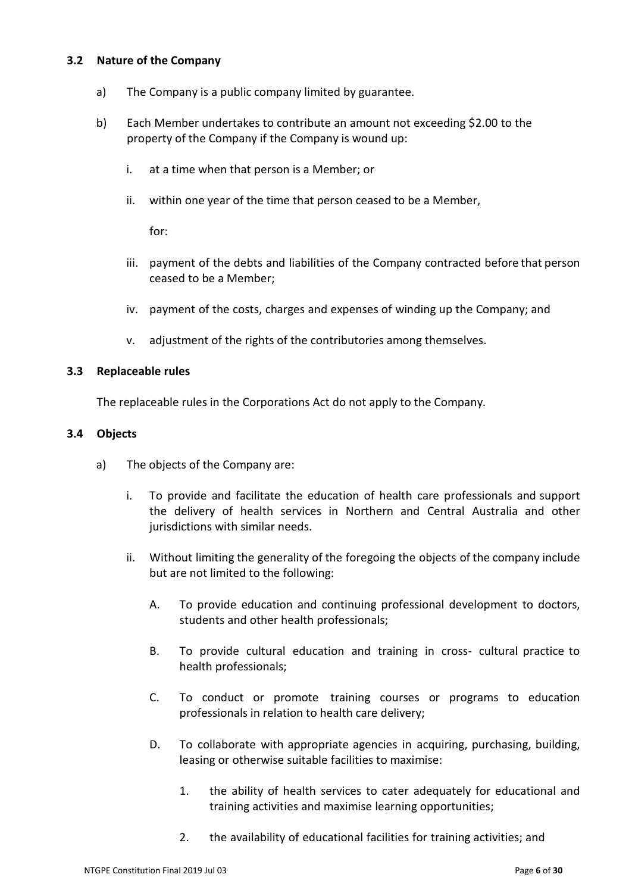### 3.2 Nature of the Company

a) The Company is a public company limited by guarantee.

b) Each Member undertakes to contribute an amount not exceeding $2.00 to the property of the Company if the Company is wound up:

   i. at a time when that person is a Member; or

   ii. within one year of the time that person ceased to be a Member,

   for:

   iii. payment of the debts and liabilities of the Company contracted before that person ceased to be a Member;

   iv. payment of the costs, charges and expenses of winding up the Company; and

   v. adjustment of the rights of the contributories among themselves.

### 3.3 Replaceable rules

The replaceable rules in the Corporations Act do not apply to the Company.

### 3.4 Objects

a) The objects of the Company are:

   i. To provide and facilitate the education of health care professionals and support the delivery of health services in Northern and Central Australia and other jurisdictions with similar needs.

   ii. Without limiting the generality of the foregoing the objects of the company include but are not limited to the following:

      A. To provide education and continuing professional development to doctors, students and other health professionals;

      B. To provide cultural education and training in cross- cultural practice to health professionals;

      C. To conduct or promote training courses or programs to education professionals in relation to health care delivery;

      D. To collaborate with appropriate agencies in acquiring, purchasing, building, leasing or otherwise suitable facilities to maximise:

         1. the ability of health services to cater adequately for educational and training activities and maximise learning opportunities;

         2. the availability of educational facilities for training activities; and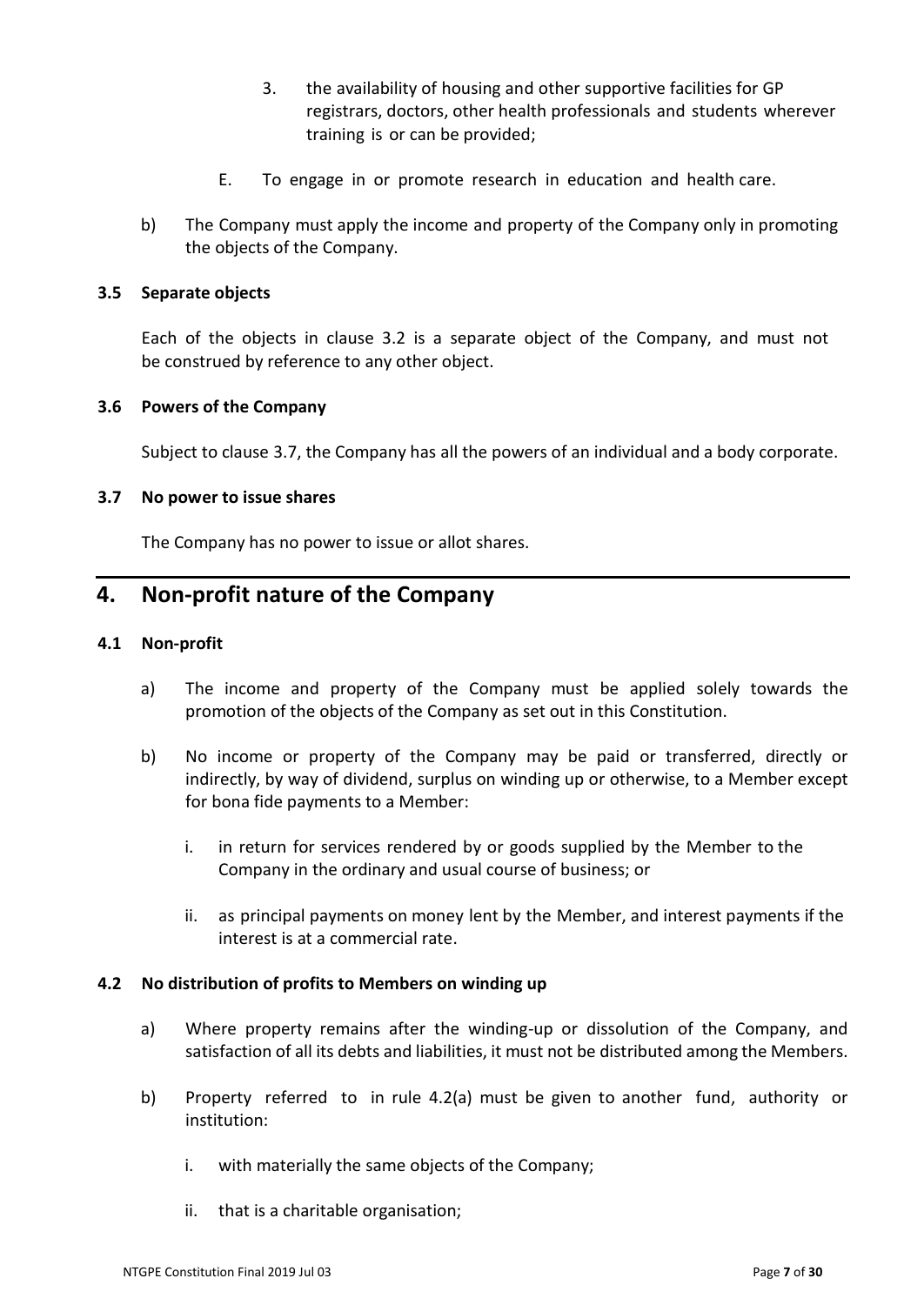3. the availability of housing and other supportive facilities for GP registrars, doctors, other health professionals and students wherever training is or can be provided;

E. To engage in or promote research in education and health care.

b) The Company must apply the income and property of the Company only in promoting the objects of the Company.

### 3.5 Separate objects

Each of the objects in clause 3.2 is a separate object of the Company, and must not be construed by reference to any other object.

### 3.6 Powers of the Company

Subject to clause 3.7, the Company has all the powers of an individual and a body corporate.

### 3.7 No power to issue shares

The Company has no power to issue or allot shares.

## 4. Non-profit nature of the Company

### 4.1 Non-profit

a) The income and property of the Company must be applied solely towards the promotion of the objects of the Company as set out in this Constitution.

b) No income or property of the Company may be paid or transferred, directly or indirectly, by way of dividend, surplus on winding up or otherwise, to a Member except for bona fide payments to a Member:

   i. in return for services rendered by or goods supplied by the Member to the Company in the ordinary and usual course of business; or

   ii. as principal payments on money lent by the Member, and interest payments if the interest is at a commercial rate.

### 4.2 No distribution of profits to Members on winding up

a) Where property remains after the winding-up or dissolution of the Company, and satisfaction of all its debts and liabilities, it must not be distributed among the Members.

b) Property referred to in rule 4.2(a) must be given to another fund, authority or institution:

   i. with materially the same objects of the Company;

   ii. that is a charitable organisation;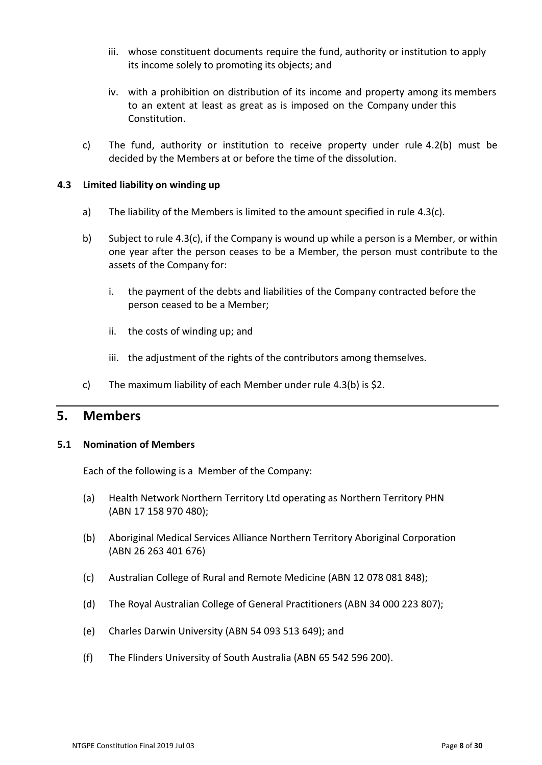iii. whose constituent documents require the fund, authority or institution to apply its income solely to promoting its objects; and

iv. with a prohibition on distribution of its income and property among its members to an extent at least as great as is imposed on the Company under this Constitution.

c) The fund, authority or institution to receive property under rule 4.2(b) must be decided by the Members at or before the time of the dissolution.

### 4.3 Limited liability on winding up

a) The liability of the Members is limited to the amount specified in rule 4.3(c).

b) Subject to rule 4.3(c), if the Company is wound up while a person is a Member, or within one year after the person ceases to be a Member, the person must contribute to the assets of the Company for:

   i. the payment of the debts and liabilities of the Company contracted before the person ceased to be a Member;

   ii. the costs of winding up; and

   iii. the adjustment of the rights of the contributors among themselves.

c) The maximum liability of each Member under rule 4.3(b) is $2.

## 5. Members

### 5.1 Nomination of Members

Each of the following is a Member of the Company:

(a) Health Network Northern Territory Ltd operating as Northern Territory PHN (ABN 17 158 970 480);

(b) Aboriginal Medical Services Alliance Northern Territory Aboriginal Corporation (ABN 26 263 401 676)

(c) Australian College of Rural and Remote Medicine (ABN 12 078 081 848);

(d) The Royal Australian College of General Practitioners (ABN 34 000 223 807);

(e) Charles Darwin University (ABN 54 093 513 649); and

(f) The Flinders University of South Australia (ABN 65 542 596 200).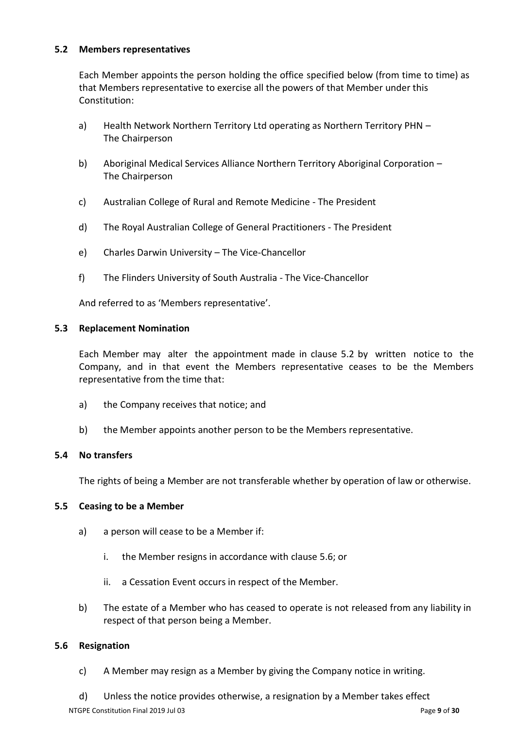### 5.2 Members representatives

Each Member appoints the person holding the office specified below (from time to time) as that Members representative to exercise all the powers of that Member under this Constitution:

a) Health Network Northern Territory Ltd operating as Northern Territory PHN – The Chairperson

b) Aboriginal Medical Services Alliance Northern Territory Aboriginal Corporation – The Chairperson

c) Australian College of Rural and Remote Medicine - The President

d) The Royal Australian College of General Practitioners - The President

e) Charles Darwin University – The Vice-Chancellor

f) The Flinders University of South Australia - The Vice-Chancellor

And referred to as 'Members representative'.

### 5.3 Replacement Nomination

Each Member may alter the appointment made in clause 5.2 by written notice to the Company, and in that event the Members representative ceases to be the Members representative from the time that:

a) the Company receives that notice; and

b) the Member appoints another person to be the Members representative.

### 5.4 No transfers

The rights of being a Member are not transferable whether by operation of law or otherwise.

### 5.5 Ceasing to be a Member

a) a person will cease to be a Member if:

   i. the Member resigns in accordance with clause 5.6; or

   ii. a Cessation Event occurs in respect of the Member.

b) The estate of a Member who has ceased to operate is not released from any liability in respect of that person being a Member.

### 5.6 Resignation

c) A Member may resign as a Member by giving the Company notice in writing.

d) Unless the notice provides otherwise, a resignation by a Member takes effect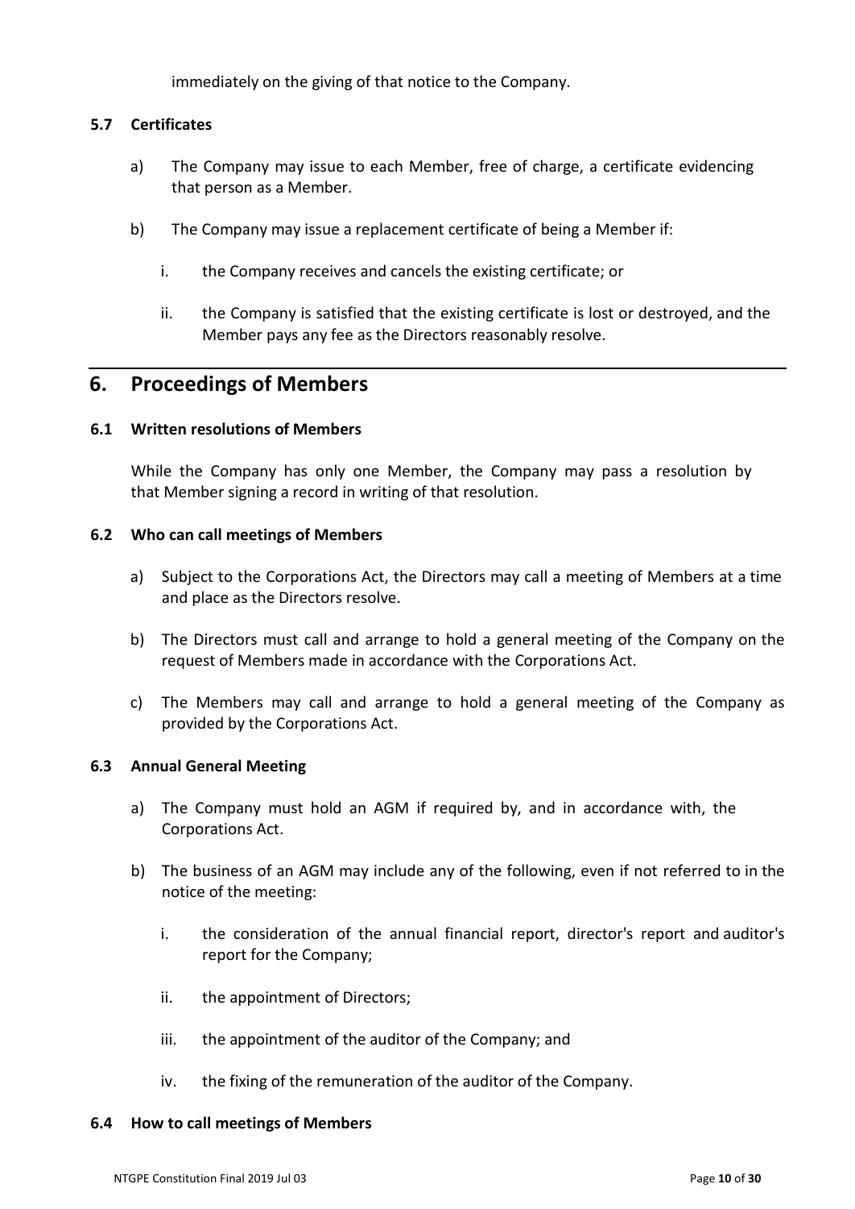immediately on the giving of that notice to the Company.

### 5.7 Certificates

a) The Company may issue to each Member, free of charge, a certificate evidencing that person as a Member.

b) The Company may issue a replacement certificate of being a Member if:

   i. the Company receives and cancels the existing certificate; or

   ii. the Company is satisfied that the existing certificate is lost or destroyed, and the Member pays any fee as the Directors reasonably resolve.

## 6. Proceedings of Members

### 6.1 Written resolutions of Members

While the Company has only one Member, the Company may pass a resolution by that Member signing a record in writing of that resolution.

### 6.2 Who can call meetings of Members

a) Subject to the Corporations Act, the Directors may call a meeting of Members at a time and place as the Directors resolve.

b) The Directors must call and arrange to hold a general meeting of the Company on the request of Members made in accordance with the Corporations Act.

c) The Members may call and arrange to hold a general meeting of the Company as provided by the Corporations Act.

### 6.3 Annual General Meeting

a) The Company must hold an AGM if required by, and in accordance with, the Corporations Act.

b) The business of an AGM may include any of the following, even if not referred to in the notice of the meeting:

   i. the consideration of the annual financial report, director's report and auditor's report for the Company;

   ii. the appointment of Directors;

   iii. the appointment of the auditor of the Company; and

   iv. the fixing of the remuneration of the auditor of the Company.

### 6.4 How to call meetings of Members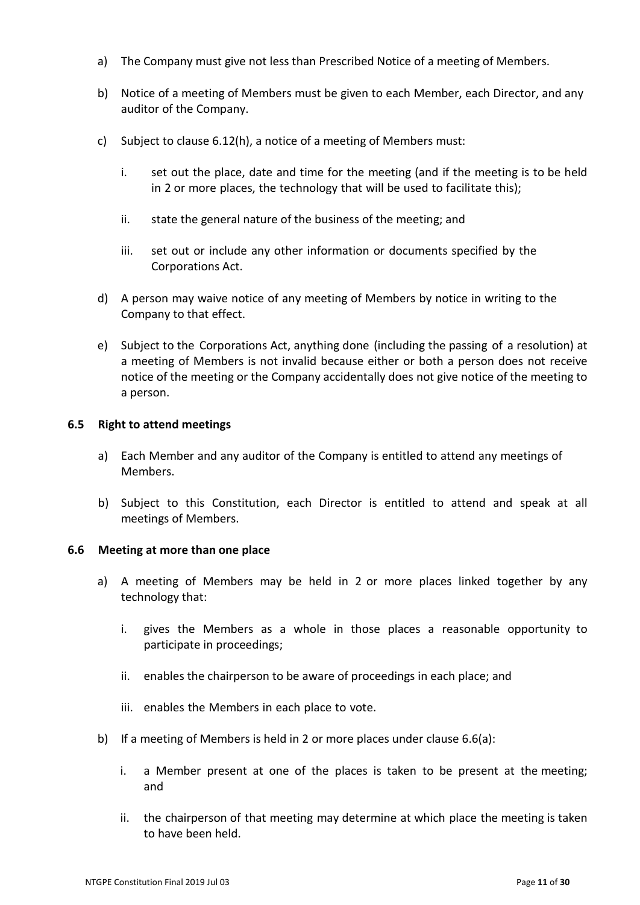a) The Company must give not less than Prescribed Notice of a meeting of Members.

b) Notice of a meeting of Members must be given to each Member, each Director, and any auditor of the Company.

c) Subject to clause 6.12(h), a notice of a meeting of Members must:

   i. set out the place, date and time for the meeting (and if the meeting is to be held in 2 or more places, the technology that will be used to facilitate this);

   ii. state the general nature of the business of the meeting; and

   iii. set out or include any other information or documents specified by the Corporations Act.

d) A person may waive notice of any meeting of Members by notice in writing to the Company to that effect.

e) Subject to the Corporations Act, anything done (including the passing of a resolution) at a meeting of Members is not invalid because either or both a person does not receive notice of the meeting or the Company accidentally does not give notice of the meeting to a person.

### 6.5 Right to attend meetings

a) Each Member and any auditor of the Company is entitled to attend any meetings of Members.

b) Subject to this Constitution, each Director is entitled to attend and speak at all meetings of Members.

### 6.6 Meeting at more than one place

a) A meeting of Members may be held in 2 or more places linked together by any technology that:

   i. gives the Members as a whole in those places a reasonable opportunity to participate in proceedings;

   ii. enables the chairperson to be aware of proceedings in each place; and

   iii. enables the Members in each place to vote.

b) If a meeting of Members is held in 2 or more places under clause 6.6(a):

   i. a Member present at one of the places is taken to be present at the meeting; and

   ii. the chairperson of that meeting may determine at which place the meeting is taken to have been held.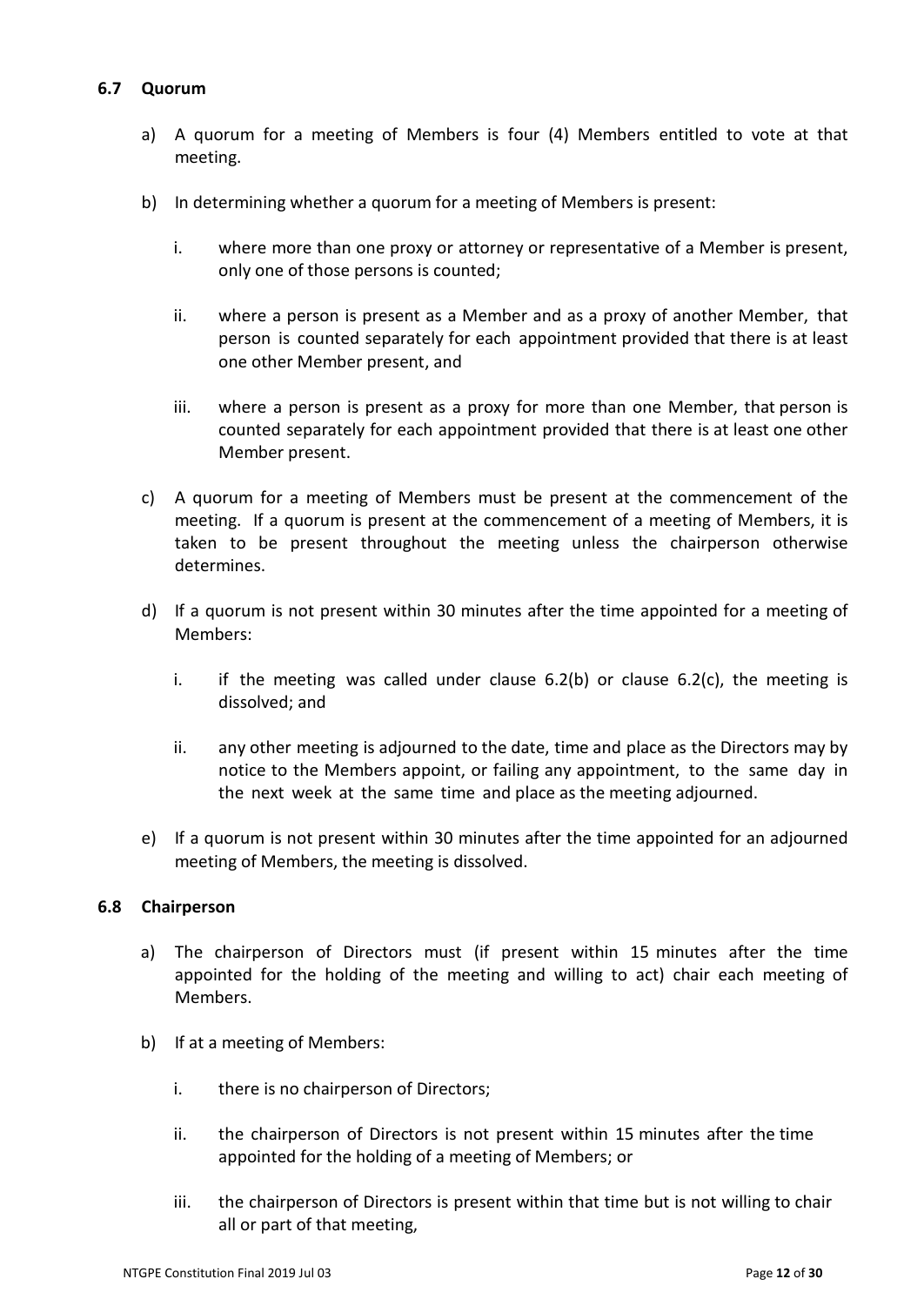### 6.7 Quorum

a) A quorum for a meeting of Members is four (4) Members entitled to vote at that meeting.

b) In determining whether a quorum for a meeting of Members is present:

   i. where more than one proxy or attorney or representative of a Member is present, only one of those persons is counted;

   ii. where a person is present as a Member and as a proxy of another Member, that person is counted separately for each appointment provided that there is at least one other Member present, and

   iii. where a person is present as a proxy for more than one Member, that person is counted separately for each appointment provided that there is at least one other Member present.

c) A quorum for a meeting of Members must be present at the commencement of the meeting. If a quorum is present at the commencement of a meeting of Members, it is taken to be present throughout the meeting unless the chairperson otherwise determines.

d) If a quorum is not present within 30 minutes after the time appointed for a meeting of Members:

   i. if the meeting was called under clause 6.2(b) or clause 6.2(c), the meeting is dissolved; and

   ii. any other meeting is adjourned to the date, time and place as the Directors may by notice to the Members appoint, or failing any appointment, to the same day in the next week at the same time and place as the meeting adjourned.

e) If a quorum is not present within 30 minutes after the time appointed for an adjourned meeting of Members, the meeting is dissolved.

### 6.8 Chairperson

a) The chairperson of Directors must (if present within 15 minutes after the time appointed for the holding of the meeting and willing to act) chair each meeting of Members.

b) If at a meeting of Members:

   i. there is no chairperson of Directors;

   ii. the chairperson of Directors is not present within 15 minutes after the time appointed for the holding of a meeting of Members; or

   iii. the chairperson of Directors is present within that time but is not willing to chair all or part of that meeting,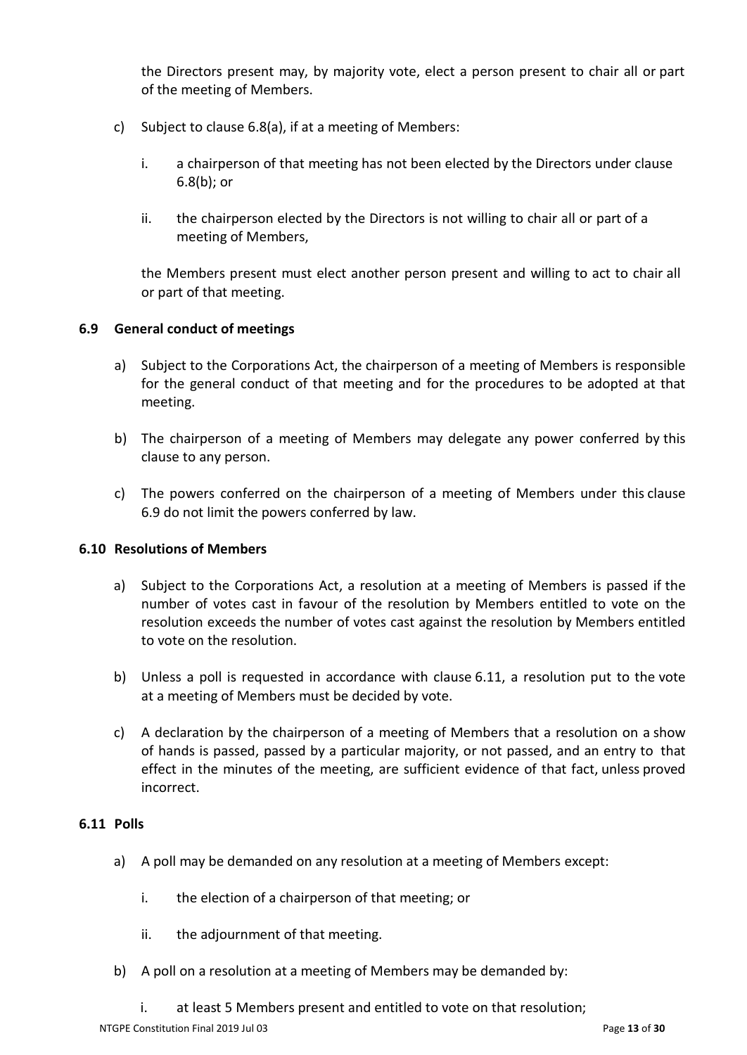the Directors present may, by majority vote, elect a person present to chair all or part of the meeting of Members.

c) Subject to clause 6.8(a), if at a meeting of Members:

   i. a chairperson of that meeting has not been elected by the Directors under clause 6.8(b); or

   ii. the chairperson elected by the Directors is not willing to chair all or part of a meeting of Members,

   the Members present must elect another person present and willing to act to chair all or part of that meeting.

### 6.9 General conduct of meetings

a) Subject to the Corporations Act, the chairperson of a meeting of Members is responsible for the general conduct of that meeting and for the procedures to be adopted at that meeting.

b) The chairperson of a meeting of Members may delegate any power conferred by this clause to any person.

c) The powers conferred on the chairperson of a meeting of Members under this clause 6.9 do not limit the powers conferred by law.

### 6.10 Resolutions of Members

a) Subject to the Corporations Act, a resolution at a meeting of Members is passed if the number of votes cast in favour of the resolution by Members entitled to vote on the resolution exceeds the number of votes cast against the resolution by Members entitled to vote on the resolution.

b) Unless a poll is requested in accordance with clause 6.11, a resolution put to the vote at a meeting of Members must be decided by vote.

c) A declaration by the chairperson of a meeting of Members that a resolution on a show of hands is passed, passed by a particular majority, or not passed, and an entry to that effect in the minutes of the meeting, are sufficient evidence of that fact, unless proved incorrect.

### 6.11 Polls

a) A poll may be demanded on any resolution at a meeting of Members except:

   i. the election of a chairperson of that meeting; or

   ii. the adjournment of that meeting.

b) A poll on a resolution at a meeting of Members may be demanded by:

   i. at least 5 Members present and entitled to vote on that resolution;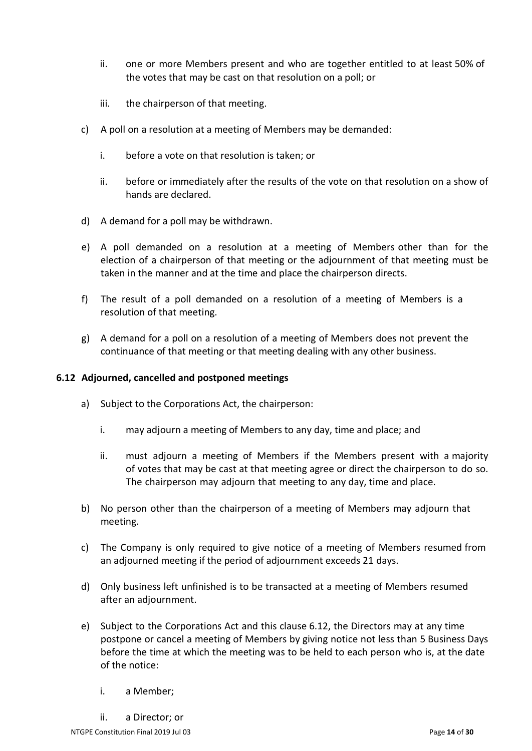- ii. one or more Members present and who are together entitled to at least 50% of the votes that may be cast on that resolution on a poll; or
   - iii. the chairperson of that meeting.

- c) A poll on a resolution at a meeting of Members may be demanded:
   - i. before a vote on that resolution is taken; or
   - ii. before or immediately after the results of the vote on that resolution on a show of hands are declared.
- d) A demand for a poll may be withdrawn.
- e) A poll demanded on a resolution at a meeting of Members other than for the election of a chairperson of that meeting or the adjournment of that meeting must be taken in the manner and at the time and place the chairperson directs.
- f) The result of a poll demanded on a resolution of a meeting of Members is a resolution of that meeting.
- g) A demand for a poll on a resolution of a meeting of Members does not prevent the continuance of that meeting or that meeting dealing with any other business.

### 6.12 Adjourned, cancelled and postponed meetings

- a) Subject to the Corporations Act, the chairperson:
   - i. may adjourn a meeting of Members to any day, time and place; and
   - ii. must adjourn a meeting of Members if the Members present with a majority of votes that may be cast at that meeting agree or direct the chairperson to do so. The chairperson may adjourn that meeting to any day, time and place.
- b) No person other than the chairperson of a meeting of Members may adjourn that meeting.
- c) The Company is only required to give notice of a meeting of Members resumed from an adjourned meeting if the period of adjournment exceeds 21 days.
- d) Only business left unfinished is to be transacted at a meeting of Members resumed after an adjournment.
- e) Subject to the Corporations Act and this clause 6.12, the Directors may at any time postpone or cancel a meeting of Members by giving notice not less than 5 Business Days before the time at which the meeting was to be held to each person who is, at the date of the notice:
   - i. a Member;
   - ii. a Director; or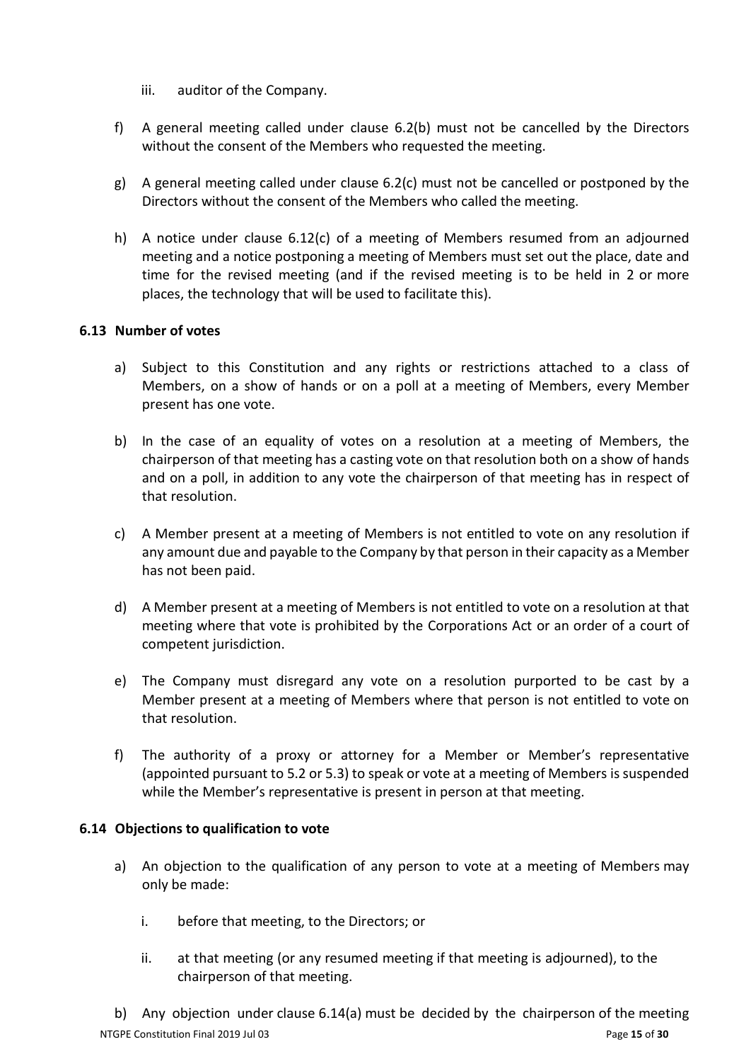iii. auditor of the Company.

f) A general meeting called under clause 6.2(b) must not be cancelled by the Directors without the consent of the Members who requested the meeting.

g) A general meeting called under clause 6.2(c) must not be cancelled or postponed by the Directors without the consent of the Members who called the meeting.

h) A notice under clause 6.12(c) of a meeting of Members resumed from an adjourned meeting and a notice postponing a meeting of Members must set out the place, date and time for the revised meeting (and if the revised meeting is to be held in 2 or more places, the technology that will be used to facilitate this).

### 6.13 Number of votes

a) Subject to this Constitution and any rights or restrictions attached to a class of Members, on a show of hands or on a poll at a meeting of Members, every Member present has one vote.

b) In the case of an equality of votes on a resolution at a meeting of Members, the chairperson of that meeting has a casting vote on that resolution both on a show of hands and on a poll, in addition to any vote the chairperson of that meeting has in respect of that resolution.

c) A Member present at a meeting of Members is not entitled to vote on any resolution if any amount due and payable to the Company by that person in their capacity as a Member has not been paid.

d) A Member present at a meeting of Members is not entitled to vote on a resolution at that meeting where that vote is prohibited by the Corporations Act or an order of a court of competent jurisdiction.

e) The Company must disregard any vote on a resolution purported to be cast by a Member present at a meeting of Members where that person is not entitled to vote on that resolution.

f) The authority of a proxy or attorney for a Member or Member's representative (appointed pursuant to 5.2 or 5.3) to speak or vote at a meeting of Members is suspended while the Member's representative is present in person at that meeting.

### 6.14 Objections to qualification to vote

a) An objection to the qualification of any person to vote at a meeting of Members may only be made:

   i. before that meeting, to the Directors; or

   ii. at that meeting (or any resumed meeting if that meeting is adjourned), to the chairperson of that meeting.

b) Any objection under clause 6.14(a) must be decided by the chairperson of the meeting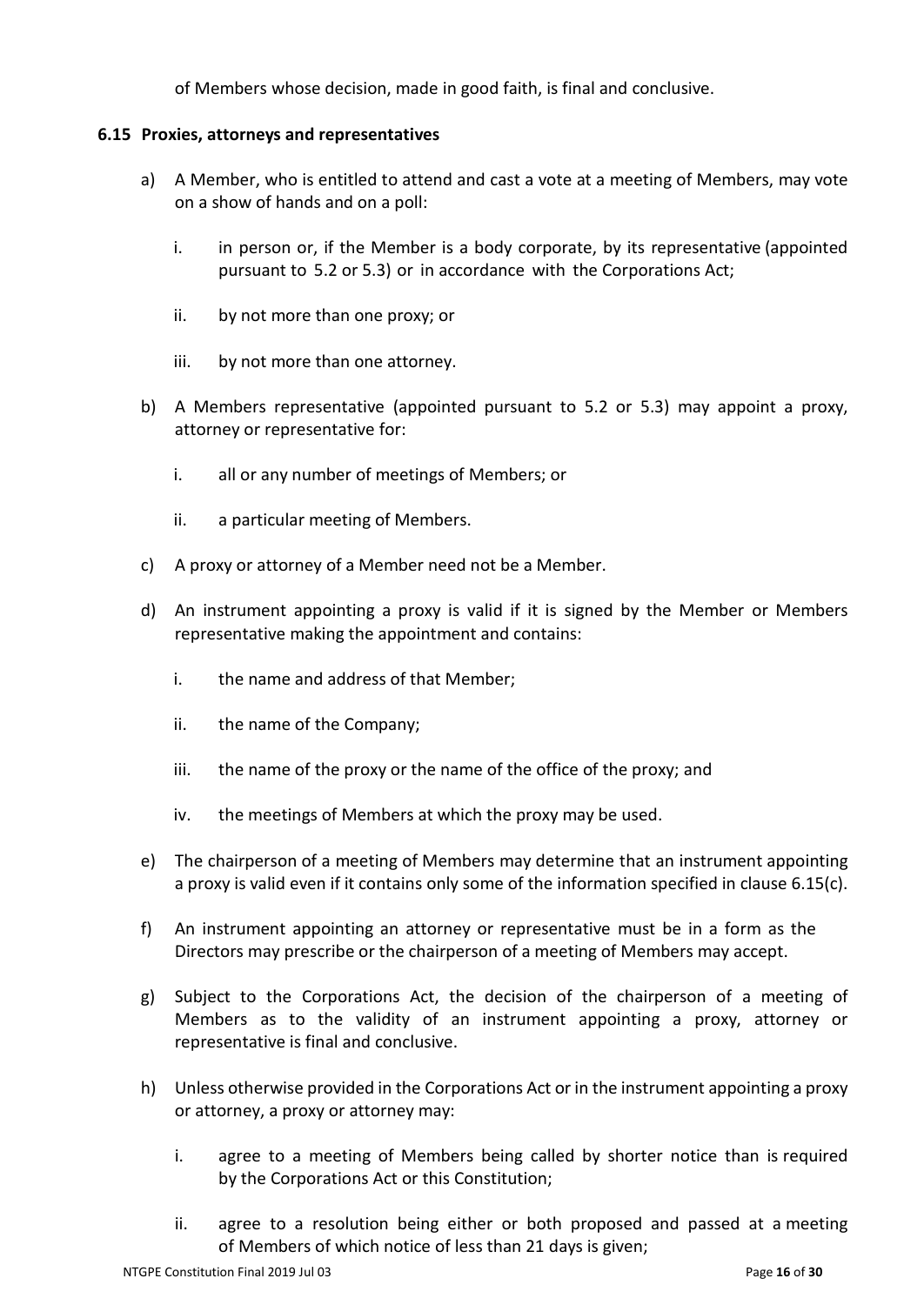of Members whose decision, made in good faith, is final and conclusive.

### 6.15 Proxies, attorneys and representatives

a) A Member, who is entitled to attend and cast a vote at a meeting of Members, may vote on a show of hands and on a poll:

   i. in person or, if the Member is a body corporate, by its representative (appointed pursuant to 5.2 or 5.3) or in accordance with the Corporations Act;

   ii. by not more than one proxy; or

   iii. by not more than one attorney.

b) A Members representative (appointed pursuant to 5.2 or 5.3) may appoint a proxy, attorney or representative for:

   i. all or any number of meetings of Members; or

   ii. a particular meeting of Members.

c) A proxy or attorney of a Member need not be a Member.

d) An instrument appointing a proxy is valid if it is signed by the Member or Members representative making the appointment and contains:

   i. the name and address of that Member;

   ii. the name of the Company;

   iii. the name of the proxy or the name of the office of the proxy; and

   iv. the meetings of Members at which the proxy may be used.

e) The chairperson of a meeting of Members may determine that an instrument appointing a proxy is valid even if it contains only some of the information specified in clause 6.15(c).

f) An instrument appointing an attorney or representative must be in a form as the Directors may prescribe or the chairperson of a meeting of Members may accept.

g) Subject to the Corporations Act, the decision of the chairperson of a meeting of Members as to the validity of an instrument appointing a proxy, attorney or representative is final and conclusive.

h) Unless otherwise provided in the Corporations Act or in the instrument appointing a proxy or attorney, a proxy or attorney may:

   i. agree to a meeting of Members being called by shorter notice than is required by the Corporations Act or this Constitution;

   ii. agree to a resolution being either or both proposed and passed at a meeting of Members of which notice of less than 21 days is given;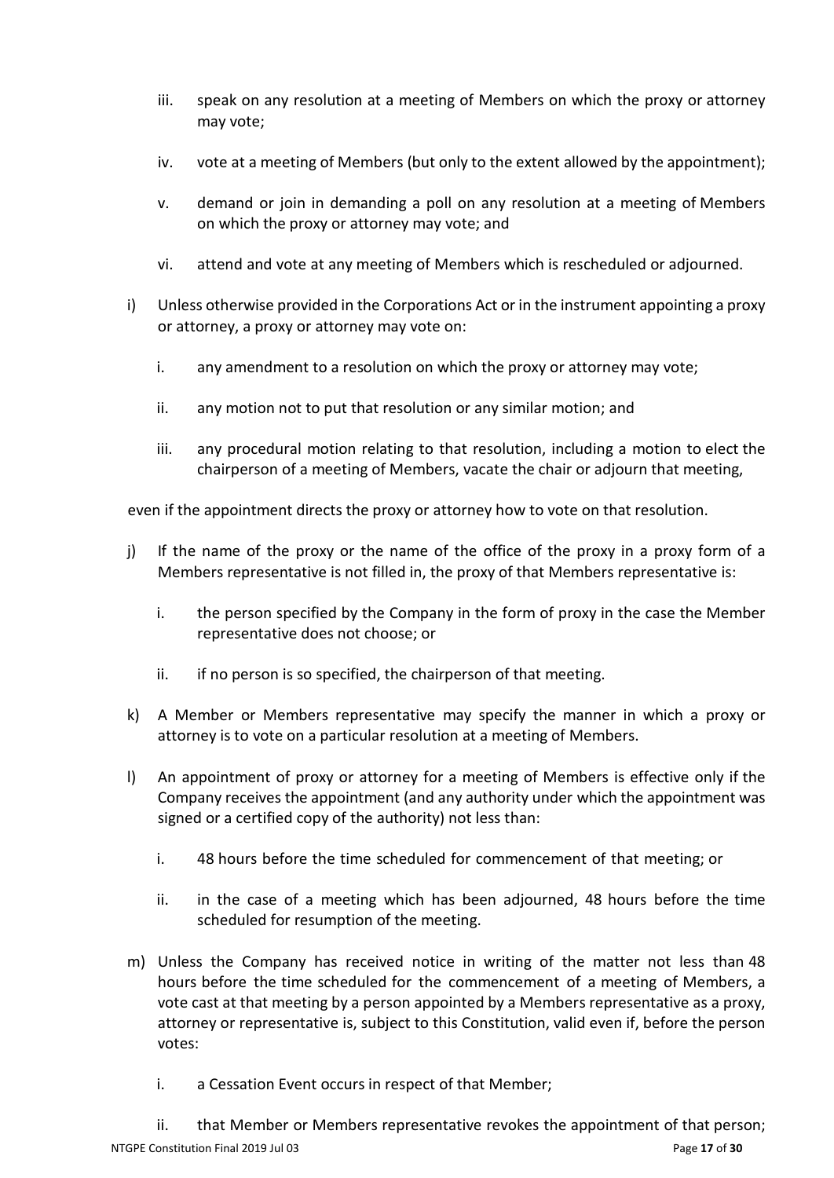iii. speak on any resolution at a meeting of Members on which the proxy or attorney may vote;

   iv. vote at a meeting of Members (but only to the extent allowed by the appointment);

   v. demand or join in demanding a poll on any resolution at a meeting of Members on which the proxy or attorney may vote; and

   vi. attend and vote at any meeting of Members which is rescheduled or adjourned.

i) Unless otherwise provided in the Corporations Act or in the instrument appointing a proxy or attorney, a proxy or attorney may vote on:

   i. any amendment to a resolution on which the proxy or attorney may vote;

   ii. any motion not to put that resolution or any similar motion; and

   iii. any procedural motion relating to that resolution, including a motion to elect the chairperson of a meeting of Members, vacate the chair or adjourn that meeting,

even if the appointment directs the proxy or attorney how to vote on that resolution.

j) If the name of the proxy or the name of the office of the proxy in a proxy form of a Members representative is not filled in, the proxy of that Members representative is:

   i. the person specified by the Company in the form of proxy in the case the Member representative does not choose; or

   ii. if no person is so specified, the chairperson of that meeting.

k) A Member or Members representative may specify the manner in which a proxy or attorney is to vote on a particular resolution at a meeting of Members.

l) An appointment of proxy or attorney for a meeting of Members is effective only if the Company receives the appointment (and any authority under which the appointment was signed or a certified copy of the authority) not less than:

   i. 48 hours before the time scheduled for commencement of that meeting; or

   ii. in the case of a meeting which has been adjourned, 48 hours before the time scheduled for resumption of the meeting.

m) Unless the Company has received notice in writing of the matter not less than 48 hours before the time scheduled for the commencement of a meeting of Members, a vote cast at that meeting by a person appointed by a Members representative as a proxy, attorney or representative is, subject to this Constitution, valid even if, before the person votes:

   i. a Cessation Event occurs in respect of that Member;

   ii. that Member or Members representative revokes the appointment of that person;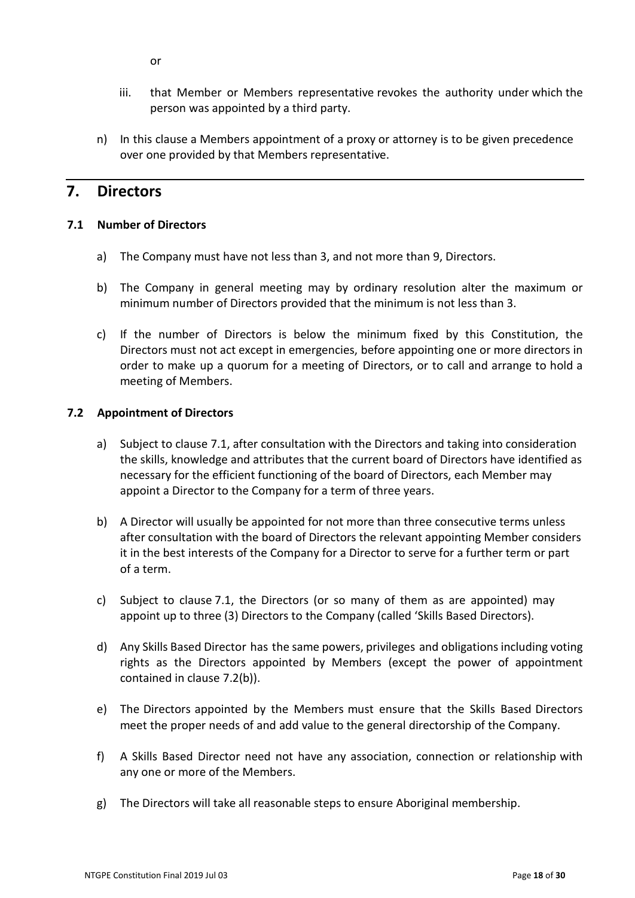or

iii. that Member or Members representative revokes the authority under which the person was appointed by a third party.

n) In this clause a Members appointment of a proxy or attorney is to be given precedence over one provided by that Members representative.

## 7. Directors

### 7.1 Number of Directors

a) The Company must have not less than 3, and not more than 9, Directors.

b) The Company in general meeting may by ordinary resolution alter the maximum or minimum number of Directors provided that the minimum is not less than 3.

c) If the number of Directors is below the minimum fixed by this Constitution, the Directors must not act except in emergencies, before appointing one or more directors in order to make up a quorum for a meeting of Directors, or to call and arrange to hold a meeting of Members.

### 7.2 Appointment of Directors

a) Subject to clause 7.1, after consultation with the Directors and taking into consideration the skills, knowledge and attributes that the current board of Directors have identified as necessary for the efficient functioning of the board of Directors, each Member may appoint a Director to the Company for a term of three years.

b) A Director will usually be appointed for not more than three consecutive terms unless after consultation with the board of Directors the relevant appointing Member considers it in the best interests of the Company for a Director to serve for a further term or part of a term.

c) Subject to clause 7.1, the Directors (or so many of them as are appointed) may appoint up to three (3) Directors to the Company (called 'Skills Based Directors).

d) Any Skills Based Director has the same powers, privileges and obligations including voting rights as the Directors appointed by Members (except the power of appointment contained in clause 7.2(b)).

e) The Directors appointed by the Members must ensure that the Skills Based Directors meet the proper needs of and add value to the general directorship of the Company.

f) A Skills Based Director need not have any association, connection or relationship with any one or more of the Members.

g) The Directors will take all reasonable steps to ensure Aboriginal membership.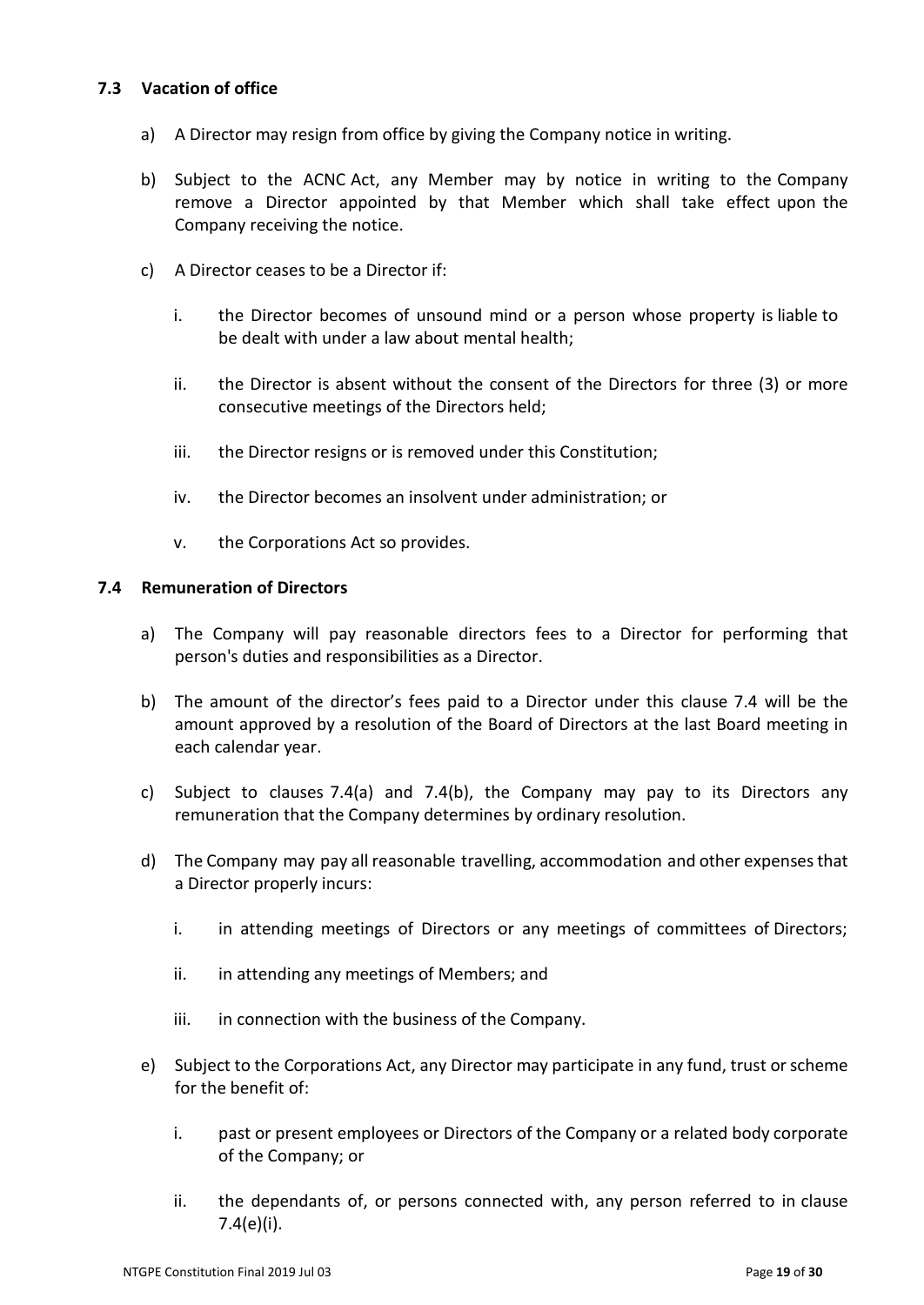### 7.3 Vacation of office

a) A Director may resign from office by giving the Company notice in writing.

b) Subject to the ACNC Act, any Member may by notice in writing to the Company remove a Director appointed by that Member which shall take effect upon the Company receiving the notice.

c) A Director ceases to be a Director if:

   i. the Director becomes of unsound mind or a person whose property is liable to be dealt with under a law about mental health;

   ii. the Director is absent without the consent of the Directors for three (3) or more consecutive meetings of the Directors held;

   iii. the Director resigns or is removed under this Constitution;

   iv. the Director becomes an insolvent under administration; or

   v. the Corporations Act so provides.

### 7.4 Remuneration of Directors

a) The Company will pay reasonable directors fees to a Director for performing that person's duties and responsibilities as a Director.

b) The amount of the director's fees paid to a Director under this clause 7.4 will be the amount approved by a resolution of the Board of Directors at the last Board meeting in each calendar year.

c) Subject to clauses 7.4(a) and 7.4(b), the Company may pay to its Directors any remuneration that the Company determines by ordinary resolution.

d) The Company may pay all reasonable travelling, accommodation and other expenses that a Director properly incurs:

   i. in attending meetings of Directors or any meetings of committees of Directors;

   ii. in attending any meetings of Members; and

   iii. in connection with the business of the Company.

e) Subject to the Corporations Act, any Director may participate in any fund, trust or scheme for the benefit of:

   i. past or present employees or Directors of the Company or a related body corporate of the Company; or

   ii. the dependants of, or persons connected with, any person referred to in clause 7.4(e)(i).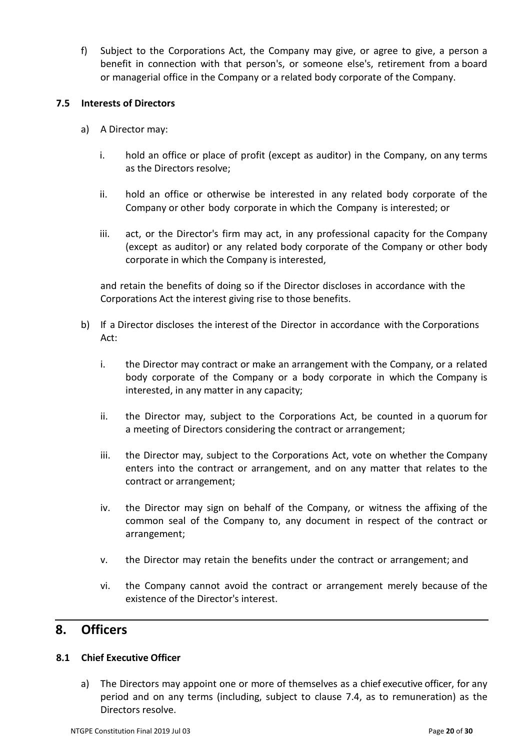f) Subject to the Corporations Act, the Company may give, or agree to give, a person a benefit in connection with that person's, or someone else's, retirement from a board or managerial office in the Company or a related body corporate of the Company.

### 7.5 Interests of Directors

a) A Director may:

   i. hold an office or place of profit (except as auditor) in the Company, on any terms as the Directors resolve;

   ii. hold an office or otherwise be interested in any related body corporate of the Company or other body corporate in which the Company is interested; or

   iii. act, or the Director's firm may act, in any professional capacity for the Company (except as auditor) or any related body corporate of the Company or other body corporate in which the Company is interested,

   and retain the benefits of doing so if the Director discloses in accordance with the Corporations Act the interest giving rise to those benefits.

b) If a Director discloses the interest of the Director in accordance with the Corporations Act:

   i. the Director may contract or make an arrangement with the Company, or a related body corporate of the Company or a body corporate in which the Company is interested, in any matter in any capacity;

   ii. the Director may, subject to the Corporations Act, be counted in a quorum for a meeting of Directors considering the contract or arrangement;

   iii. the Director may, subject to the Corporations Act, vote on whether the Company enters into the contract or arrangement, and on any matter that relates to the contract or arrangement;

   iv. the Director may sign on behalf of the Company, or witness the affixing of the common seal of the Company to, any document in respect of the contract or arrangement;

   v. the Director may retain the benefits under the contract or arrangement; and

   vi. the Company cannot avoid the contract or arrangement merely because of the existence of the Director's interest.

## 8. Officers

### 8.1 Chief Executive Officer

a) The Directors may appoint one or more of themselves as a chief executive officer, for any period and on any terms (including, subject to clause 7.4, as to remuneration) as the Directors resolve.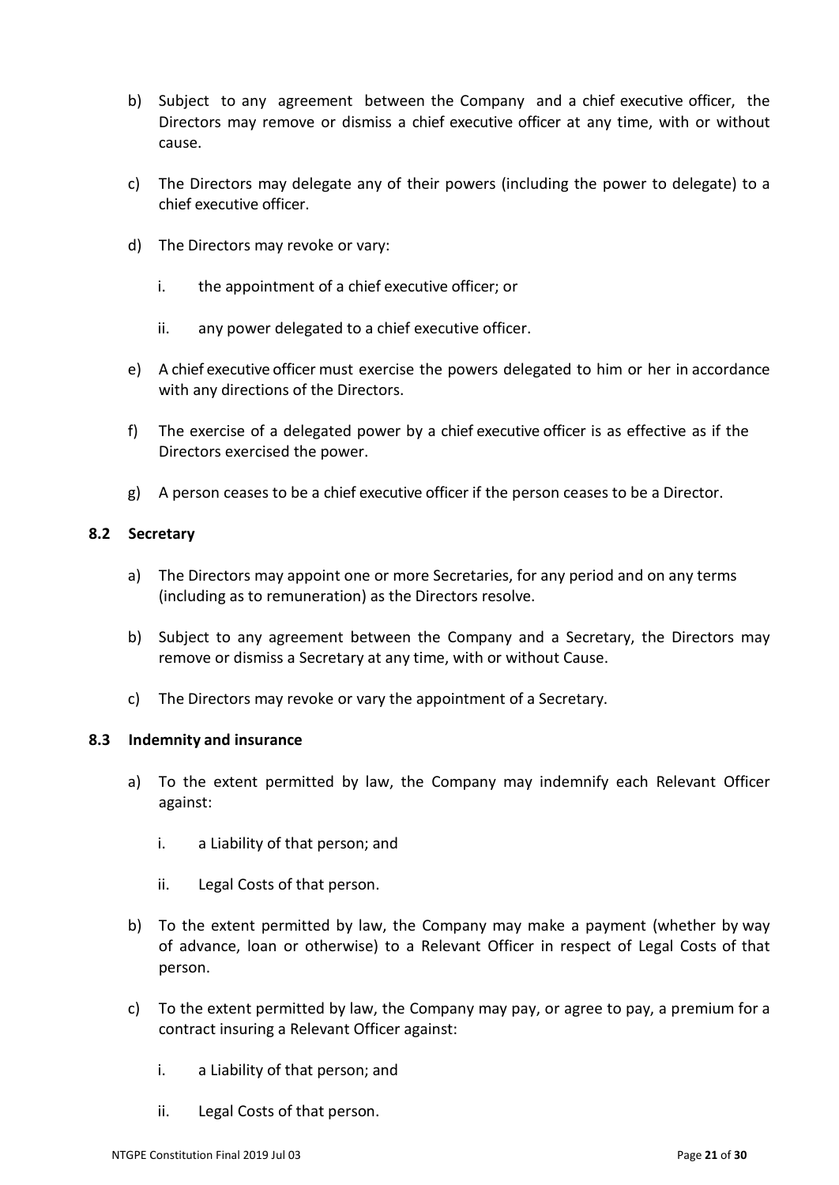b) Subject to any agreement between the Company and a chief executive officer, the Directors may remove or dismiss a chief executive officer at any time, with or without cause.

c) The Directors may delegate any of their powers (including the power to delegate) to a chief executive officer.

d) The Directors may revoke or vary:

   i. the appointment of a chief executive officer; or

   ii. any power delegated to a chief executive officer.

e) A chief executive officer must exercise the powers delegated to him or her in accordance with any directions of the Directors.

f) The exercise of a delegated power by a chief executive officer is as effective as if the Directors exercised the power.

g) A person ceases to be a chief executive officer if the person ceases to be a Director.

### 8.2 Secretary

a) The Directors may appoint one or more Secretaries, for any period and on any terms (including as to remuneration) as the Directors resolve.

b) Subject to any agreement between the Company and a Secretary, the Directors may remove or dismiss a Secretary at any time, with or without Cause.

c) The Directors may revoke or vary the appointment of a Secretary.

### 8.3 Indemnity and insurance

a) To the extent permitted by law, the Company may indemnify each Relevant Officer against:

   i. a Liability of that person; and

   ii. Legal Costs of that person.

b) To the extent permitted by law, the Company may make a payment (whether by way of advance, loan or otherwise) to a Relevant Officer in respect of Legal Costs of that person.

c) To the extent permitted by law, the Company may pay, or agree to pay, a premium for a contract insuring a Relevant Officer against:

   i. a Liability of that person; and

   ii. Legal Costs of that person.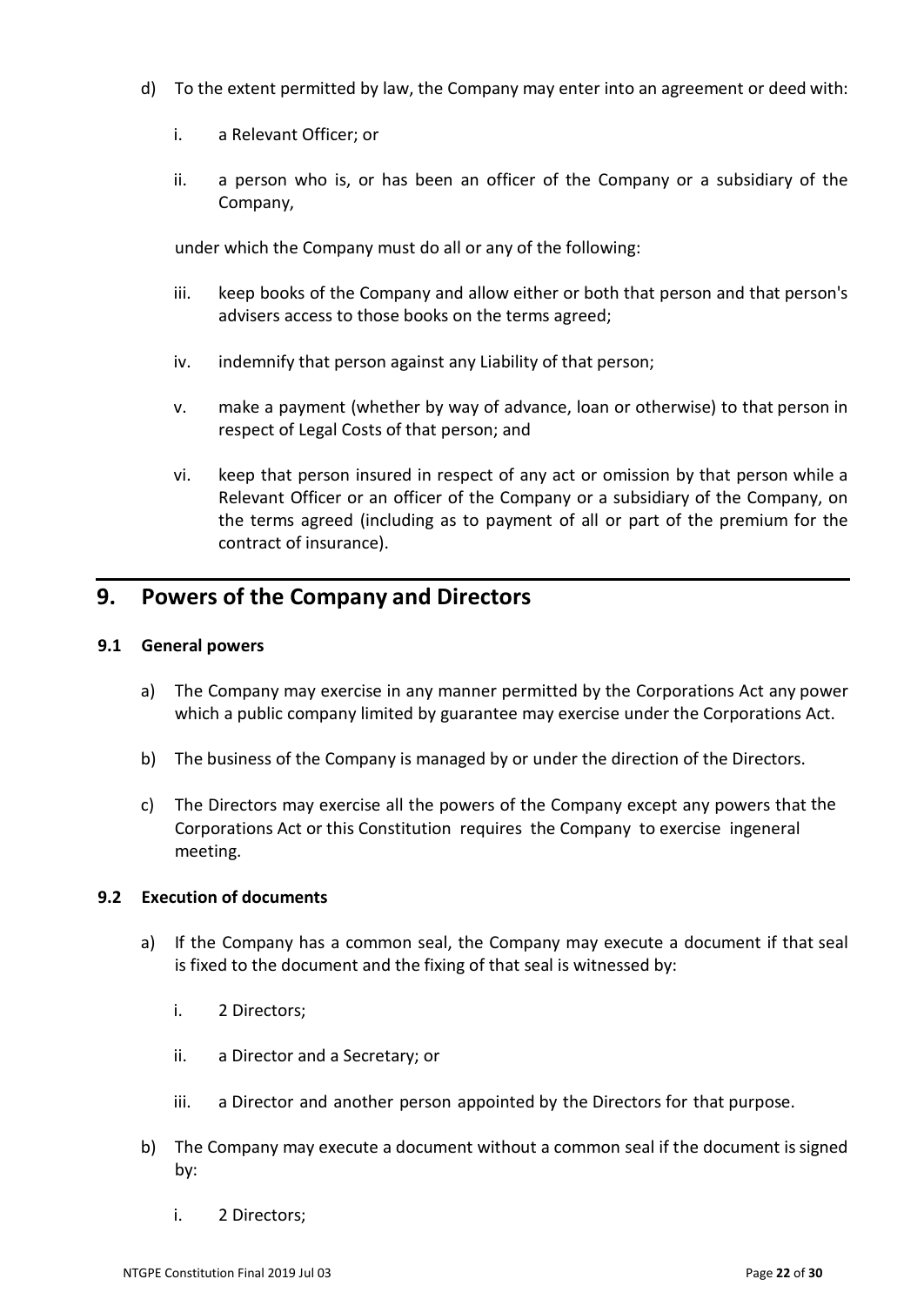d) To the extent permitted by law, the Company may enter into an agreement or deed with:

   i. a Relevant Officer; or

   ii. a person who is, or has been an officer of the Company or a subsidiary of the Company,

   under which the Company must do all or any of the following:

   iii. keep books of the Company and allow either or both that person and that person's advisers access to those books on the terms agreed;

   iv. indemnify that person against any Liability of that person;

   v. make a payment (whether by way of advance, loan or otherwise) to that person in respect of Legal Costs of that person; and

   vi. keep that person insured in respect of any act or omission by that person while a Relevant Officer or an officer of the Company or a subsidiary of the Company, on the terms agreed (including as to payment of all or part of the premium for the contract of insurance).

## 9. Powers of the Company and Directors

### 9.1 General powers

a) The Company may exercise in any manner permitted by the Corporations Act any power which a public company limited by guarantee may exercise under the Corporations Act.

b) The business of the Company is managed by or under the direction of the Directors.

c) The Directors may exercise all the powers of the Company except any powers that the Corporations Act or this Constitution requires the Company to exercise ingeneral meeting.

### 9.2 Execution of documents

a) If the Company has a common seal, the Company may execute a document if that seal is fixed to the document and the fixing of that seal is witnessed by:

   i. 2 Directors;

   ii. a Director and a Secretary; or

   iii. a Director and another person appointed by the Directors for that purpose.

b) The Company may execute a document without a common seal if the document is signed by:

   i. 2 Directors;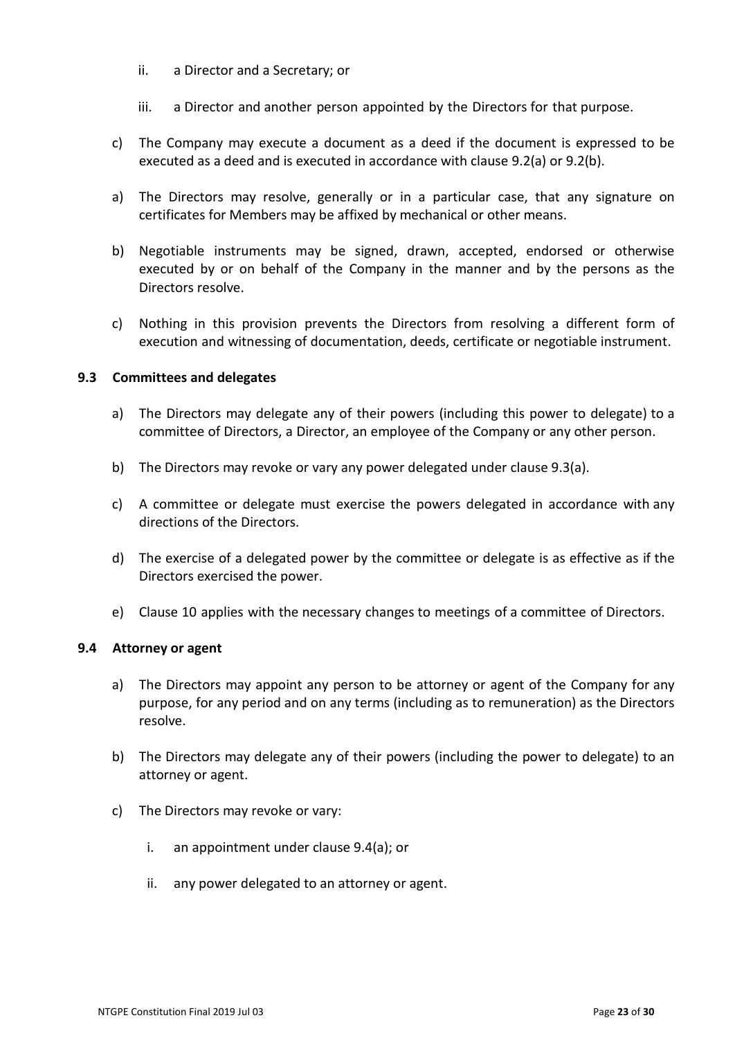ii. a Director and a Secretary; or

   iii. a Director and another person appointed by the Directors for that purpose.

c) The Company may execute a document as a deed if the document is expressed to be executed as a deed and is executed in accordance with clause 9.2(a) or 9.2(b).

a) The Directors may resolve, generally or in a particular case, that any signature on certificates for Members may be affixed by mechanical or other means.

b) Negotiable instruments may be signed, drawn, accepted, endorsed or otherwise executed by or on behalf of the Company in the manner and by the persons as the Directors resolve.

c) Nothing in this provision prevents the Directors from resolving a different form of execution and witnessing of documentation, deeds, certificate or negotiable instrument.

### 9.3 Committees and delegates

a) The Directors may delegate any of their powers (including this power to delegate) to a committee of Directors, a Director, an employee of the Company or any other person.

b) The Directors may revoke or vary any power delegated under clause 9.3(a).

c) A committee or delegate must exercise the powers delegated in accordance with any directions of the Directors.

d) The exercise of a delegated power by the committee or delegate is as effective as if the Directors exercised the power.

e) Clause 10 applies with the necessary changes to meetings of a committee of Directors.

### 9.4 Attorney or agent

a) The Directors may appoint any person to be attorney or agent of the Company for any purpose, for any period and on any terms (including as to remuneration) as the Directors resolve.

b) The Directors may delegate any of their powers (including the power to delegate) to an attorney or agent.

c) The Directors may revoke or vary:

   i. an appointment under clause 9.4(a); or

   ii. any power delegated to an attorney or agent.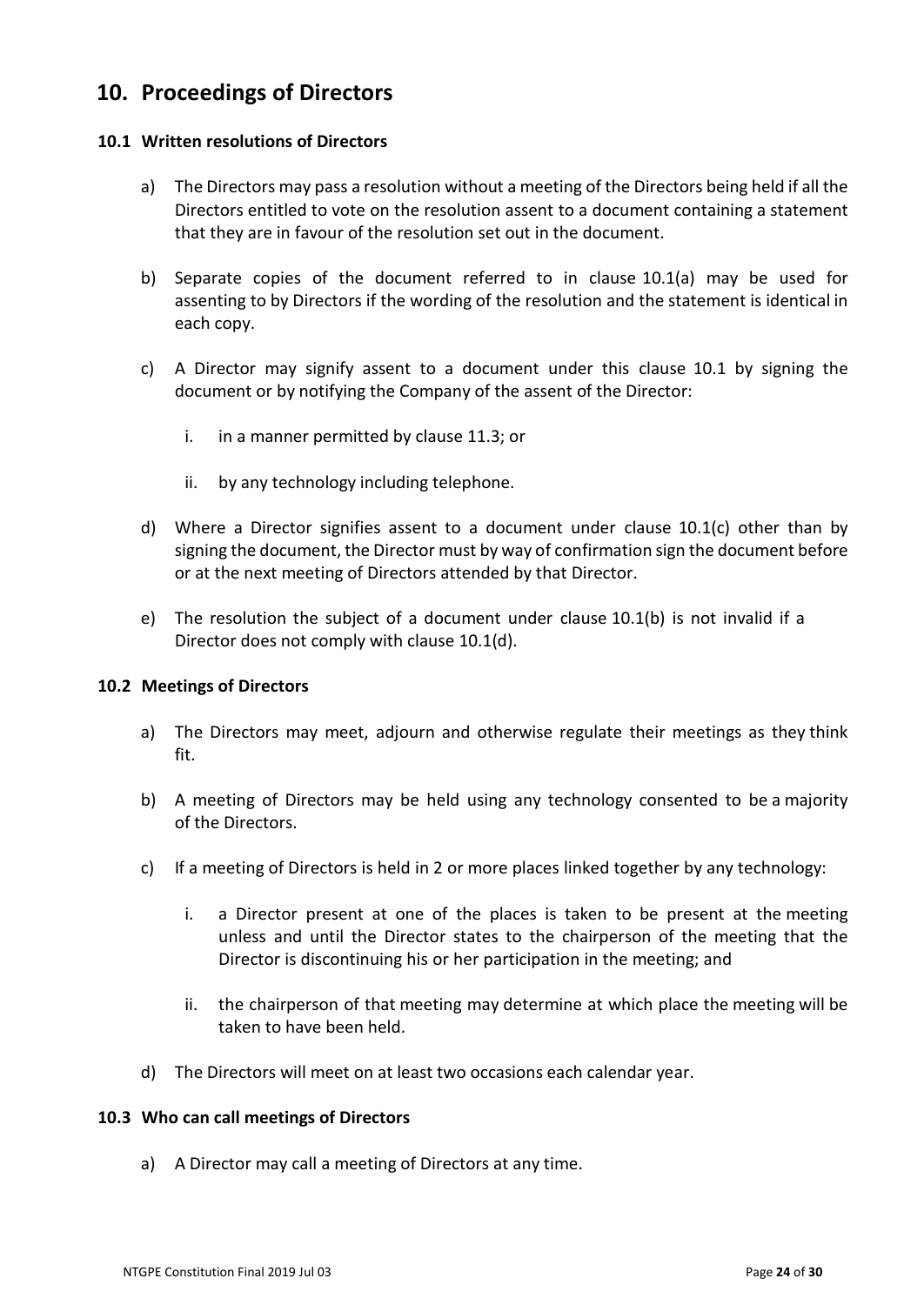## 10. Proceedings of Directors

### 10.1 Written resolutions of Directors

a) The Directors may pass a resolution without a meeting of the Directors being held if all the Directors entitled to vote on the resolution assent to a document containing a statement that they are in favour of the resolution set out in the document.

b) Separate copies of the document referred to in clause 10.1(a) may be used for assenting to by Directors if the wording of the resolution and the statement is identical in each copy.

c) A Director may signify assent to a document under this clause 10.1 by signing the document or by notifying the Company of the assent of the Director:

   i. in a manner permitted by clause 11.3; or

   ii. by any technology including telephone.

d) Where a Director signifies assent to a document under clause 10.1(c) other than by signing the document, the Director must by way of confirmation sign the document before or at the next meeting of Directors attended by that Director.

e) The resolution the subject of a document under clause 10.1(b) is not invalid if a Director does not comply with clause 10.1(d).

### 10.2 Meetings of Directors

a) The Directors may meet, adjourn and otherwise regulate their meetings as they think fit.

b) A meeting of Directors may be held using any technology consented to be a majority of the Directors.

c) If a meeting of Directors is held in 2 or more places linked together by any technology:

   i. a Director present at one of the places is taken to be present at the meeting unless and until the Director states to the chairperson of the meeting that the Director is discontinuing his or her participation in the meeting; and

   ii. the chairperson of that meeting may determine at which place the meeting will be taken to have been held.

d) The Directors will meet on at least two occasions each calendar year.

### 10.3 Who can call meetings of Directors

a) A Director may call a meeting of Directors at any time.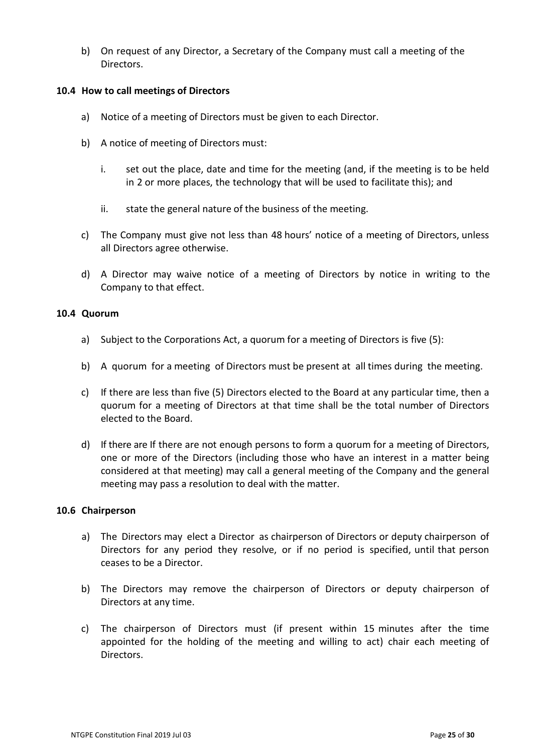b) On request of any Director, a Secretary of the Company must call a meeting of the Directors.

### 10.4 How to call meetings of Directors

a) Notice of a meeting of Directors must be given to each Director.

b) A notice of meeting of Directors must:

   i. set out the place, date and time for the meeting (and, if the meeting is to be held in 2 or more places, the technology that will be used to facilitate this); and

   ii. state the general nature of the business of the meeting.

c) The Company must give not less than 48 hours' notice of a meeting of Directors, unless all Directors agree otherwise.

d) A Director may waive notice of a meeting of Directors by notice in writing to the Company to that effect.

### 10.4 Quorum

a) Subject to the Corporations Act, a quorum for a meeting of Directors is five (5):

b) A quorum for a meeting of Directors must be present at all times during the meeting.

c) If there are less than five (5) Directors elected to the Board at any particular time, then a quorum for a meeting of Directors at that time shall be the total number of Directors elected to the Board.

d) If there are If there are not enough persons to form a quorum for a meeting of Directors, one or more of the Directors (including those who have an interest in a matter being considered at that meeting) may call a general meeting of the Company and the general meeting may pass a resolution to deal with the matter.

### 10.6 Chairperson

a) The Directors may elect a Director as chairperson of Directors or deputy chairperson of Directors for any period they resolve, or if no period is specified, until that person ceases to be a Director.

b) The Directors may remove the chairperson of Directors or deputy chairperson of Directors at any time.

c) The chairperson of Directors must (if present within 15 minutes after the time appointed for the holding of the meeting and willing to act) chair each meeting of Directors.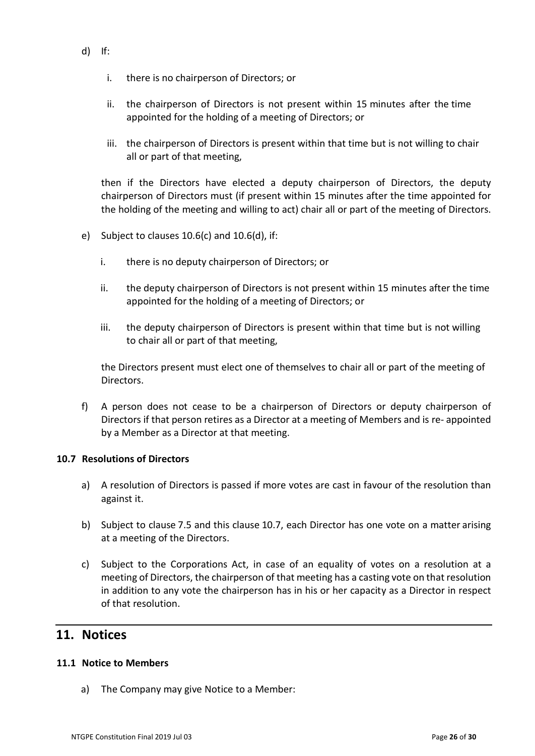d) If:

   i. there is no chairperson of Directors; or

   ii. the chairperson of Directors is not present within 15 minutes after the time appointed for the holding of a meeting of Directors; or

   iii. the chairperson of Directors is present within that time but is not willing to chair all or part of that meeting,

   then if the Directors have elected a deputy chairperson of Directors, the deputy chairperson of Directors must (if present within 15 minutes after the time appointed for the holding of the meeting and willing to act) chair all or part of the meeting of Directors.

e) Subject to clauses 10.6(c) and 10.6(d), if:

   i. there is no deputy chairperson of Directors; or

   ii. the deputy chairperson of Directors is not present within 15 minutes after the time appointed for the holding of a meeting of Directors; or

   iii. the deputy chairperson of Directors is present within that time but is not willing to chair all or part of that meeting,

   the Directors present must elect one of themselves to chair all or part of the meeting of Directors.

f) A person does not cease to be a chairperson of Directors or deputy chairperson of Directors if that person retires as a Director at a meeting of Members and is re- appointed by a Member as a Director at that meeting.

### 10.7 Resolutions of Directors

a) A resolution of Directors is passed if more votes are cast in favour of the resolution than against it.

b) Subject to clause 7.5 and this clause 10.7, each Director has one vote on a matter arising at a meeting of the Directors.

c) Subject to the Corporations Act, in case of an equality of votes on a resolution at a meeting of Directors, the chairperson of that meeting has a casting vote on that resolution in addition to any vote the chairperson has in his or her capacity as a Director in respect of that resolution.

## 11. Notices

### 11.1 Notice to Members

a) The Company may give Notice to a Member: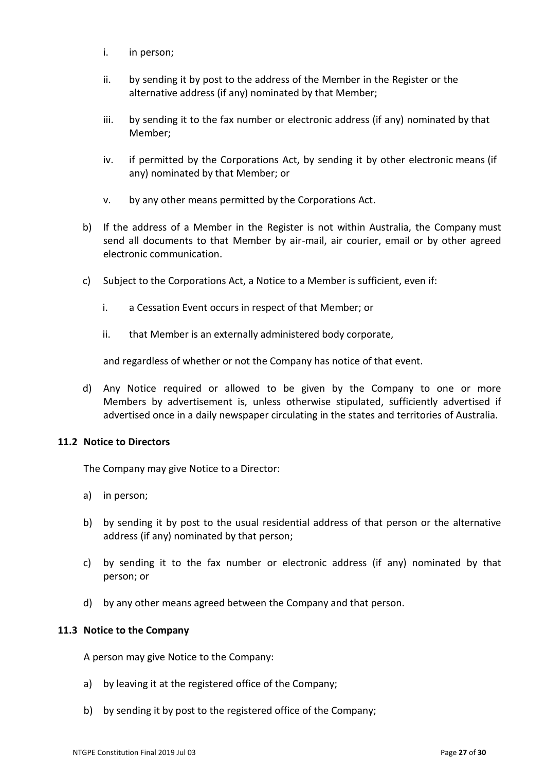i. in person;

ii. by sending it by post to the address of the Member in the Register or the alternative address (if any) nominated by that Member;

iii. by sending it to the fax number or electronic address (if any) nominated by that Member;

iv. if permitted by the Corporations Act, by sending it by other electronic means (if any) nominated by that Member; or

v. by any other means permitted by the Corporations Act.

b) If the address of a Member in the Register is not within Australia, the Company must send all documents to that Member by air-mail, air courier, email or by other agreed electronic communication.

c) Subject to the Corporations Act, a Notice to a Member is sufficient, even if:

i. a Cessation Event occurs in respect of that Member; or

ii. that Member is an externally administered body corporate,

and regardless of whether or not the Company has notice of that event.

d) Any Notice required or allowed to be given by the Company to one or more Members by advertisement is, unless otherwise stipulated, sufficiently advertised if advertised once in a daily newspaper circulating in the states and territories of Australia.

**11.2 Notice to Directors**

The Company may give Notice to a Director:

a) in person;

b) by sending it by post to the usual residential address of that person or the alternative address (if any) nominated by that person;

c) by sending it to the fax number or electronic address (if any) nominated by that person; or

d) by any other means agreed between the Company and that person.

**11.3 Notice to the Company**

A person may give Notice to the Company:

a) by leaving it at the registered office of the Company;

b) by sending it by post to the registered office of the Company;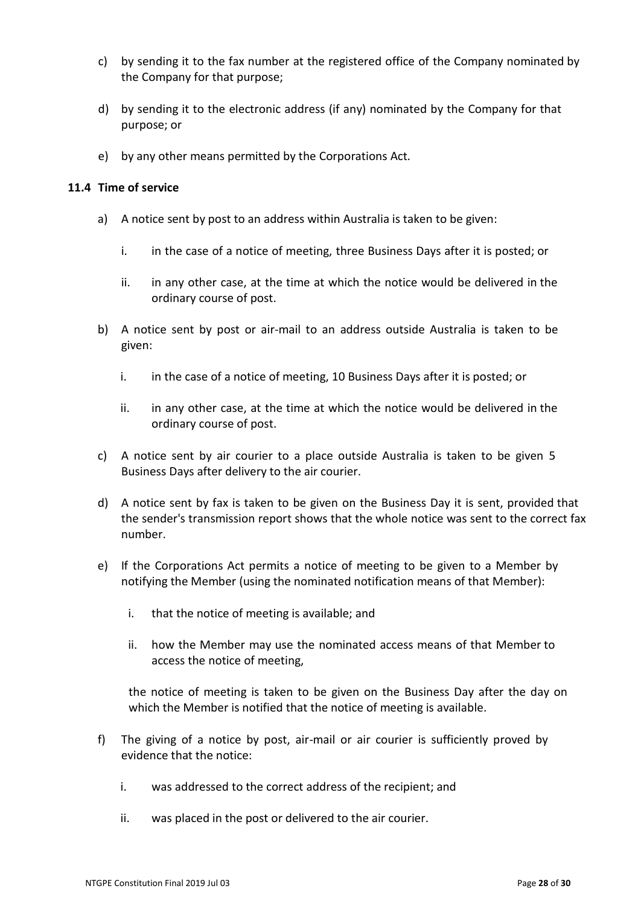c) by sending it to the fax number at the registered office of the Company nominated by the Company for that purpose;

d) by sending it to the electronic address (if any) nominated by the Company for that purpose; or

e) by any other means permitted by the Corporations Act.

### 11.4 Time of service

a) A notice sent by post to an address within Australia is taken to be given:

   i. in the case of a notice of meeting, three Business Days after it is posted; or

   ii. in any other case, at the time at which the notice would be delivered in the ordinary course of post.

b) A notice sent by post or air-mail to an address outside Australia is taken to be given:

   i. in the case of a notice of meeting, 10 Business Days after it is posted; or

   ii. in any other case, at the time at which the notice would be delivered in the ordinary course of post.

c) A notice sent by air courier to a place outside Australia is taken to be given 5 Business Days after delivery to the air courier.

d) A notice sent by fax is taken to be given on the Business Day it is sent, provided that the sender's transmission report shows that the whole notice was sent to the correct fax number.

e) If the Corporations Act permits a notice of meeting to be given to a Member by notifying the Member (using the nominated notification means of that Member):

   i. that the notice of meeting is available; and

   ii. how the Member may use the nominated access means of that Member to access the notice of meeting,

   the notice of meeting is taken to be given on the Business Day after the day on which the Member is notified that the notice of meeting is available.

f) The giving of a notice by post, air-mail or air courier is sufficiently proved by evidence that the notice:

   i. was addressed to the correct address of the recipient; and

   ii. was placed in the post or delivered to the air courier.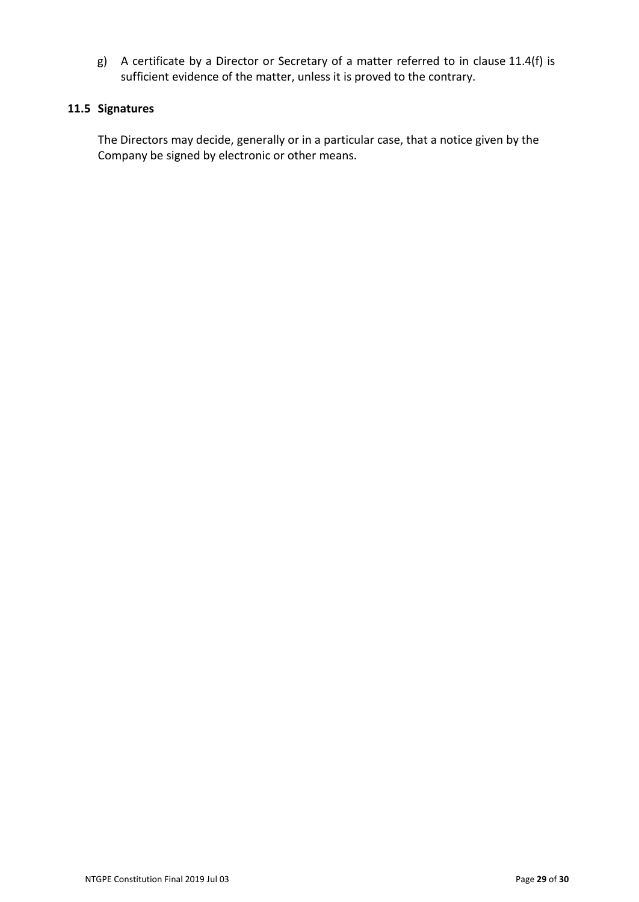g) A certificate by a Director or Secretary of a matter referred to in clause 11.4(f) is sufficient evidence of the matter, unless it is proved to the contrary.

### 11.5 Signatures

The Directors may decide, generally or in a particular case, that a notice given by the Company be signed by electronic or other means.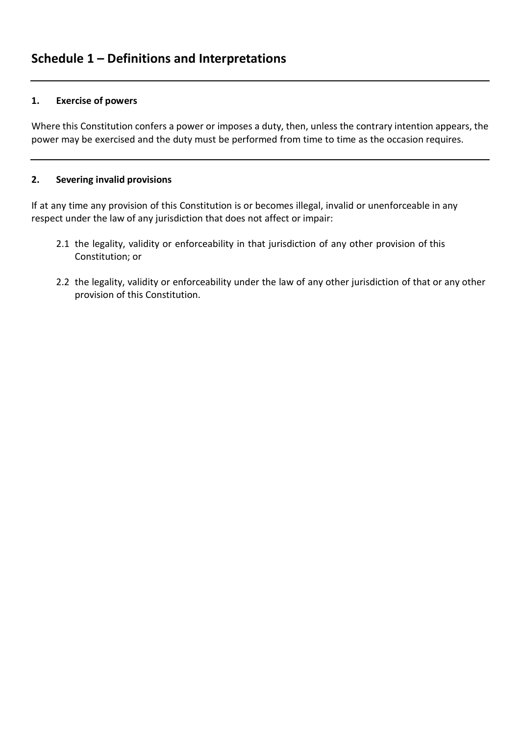# Schedule 1 – Definitions and Interpretations

---

### 1. Exercise of powers

Where this Constitution confers a power or imposes a duty, then, unless the contrary intention appears, the power may be exercised and the duty must be performed from time to time as the occasion requires.

---

### 2. Severing invalid provisions

If at any time any provision of this Constitution is or becomes illegal, invalid or unenforceable in any respect under the law of any jurisdiction that does not affect or impair:

2.1 the legality, validity or enforceability in that jurisdiction of any other provision of this Constitution; or

2.2 the legality, validity or enforceability under the law of any other jurisdiction of that or any other provision of this Constitution.